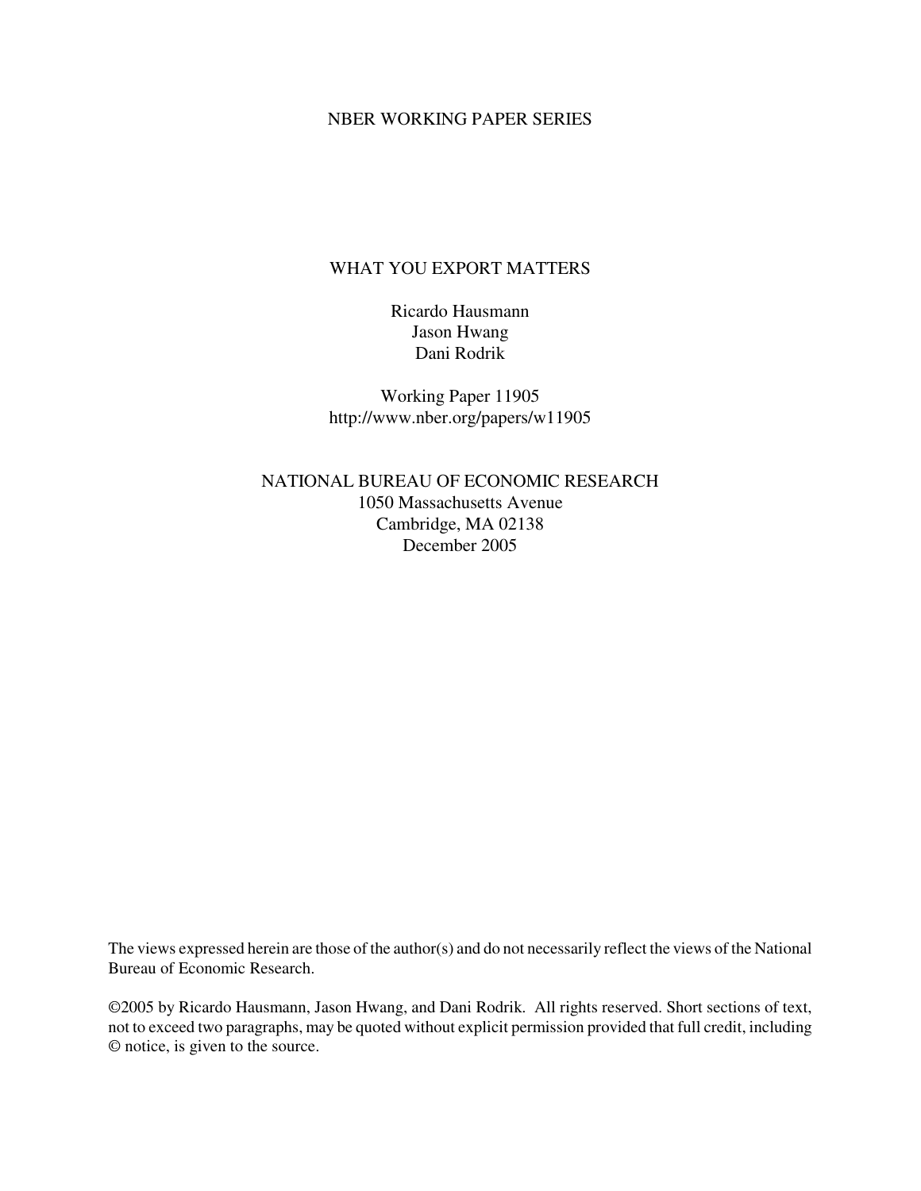NBER WORKING PAPER SERIES

# WHAT YOU EXPORT MATTERS

Ricardo Hausmann
Jason Hwang
Dani Rodrik

Working Paper 11905
http://www.nber.org/papers/w11905

NATIONAL BUREAU OF ECONOMIC RESEARCH
1050 Massachusetts Avenue
Cambridge, MA 02138
December 2005

The views expressed herein are those of the author(s) and do not necessarily reflect the views of the National Bureau of Economic Research.

©2005 by Ricardo Hausmann, Jason Hwang, and Dani Rodrik. All rights reserved. Short sections of text, not to exceed two paragraphs, may be quoted without explicit permission provided that full credit, including © notice, is given to the source.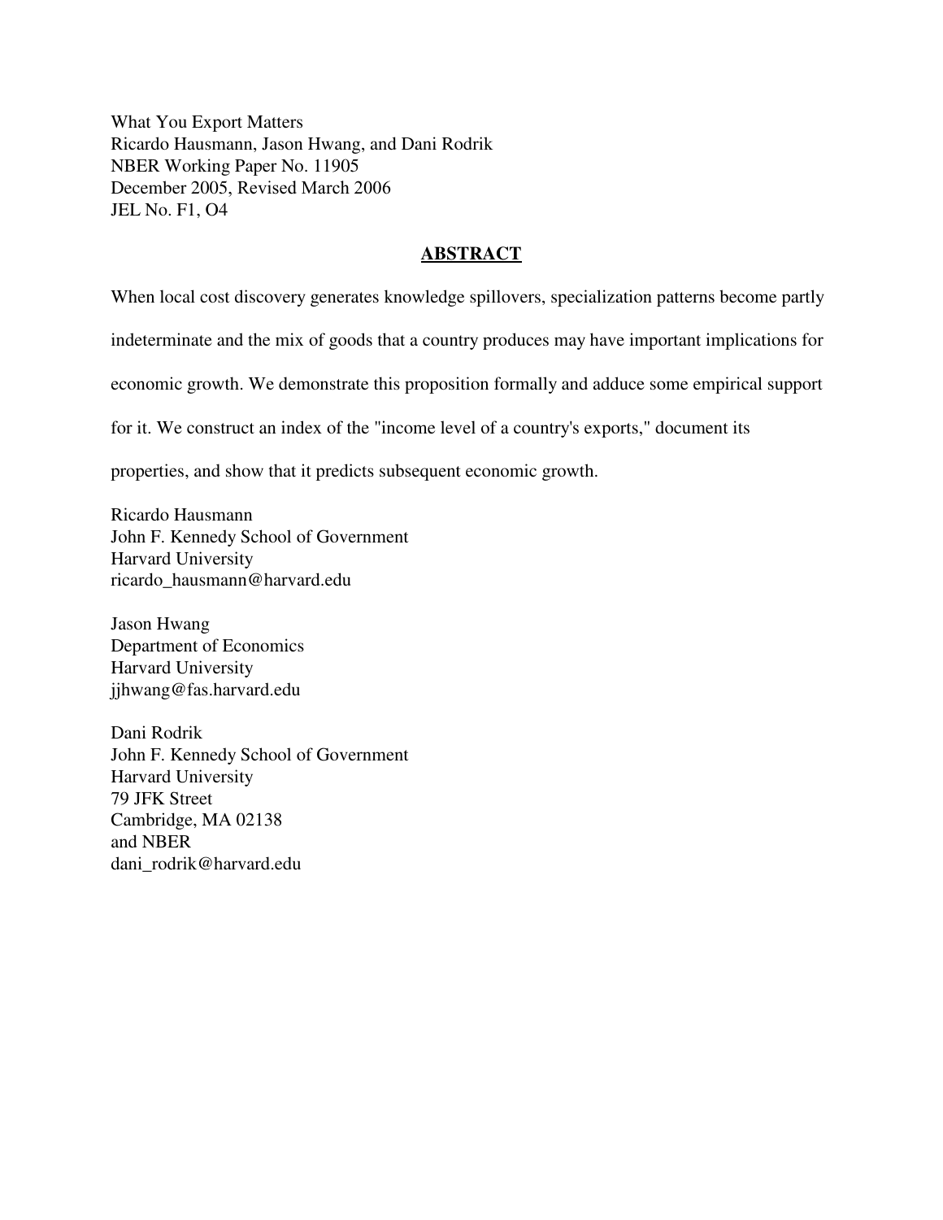What You Export Matters
Ricardo Hausmann, Jason Hwang, and Dani Rodrik
NBER Working Paper No. 11905
December 2005, Revised March 2006
JEL No. F1, O4

## ABSTRACT

When local cost discovery generates knowledge spillovers, specialization patterns become partly indeterminate and the mix of goods that a country produces may have important implications for economic growth. We demonstrate this proposition formally and adduce some empirical support for it. We construct an index of the "income level of a country's exports," document its properties, and show that it predicts subsequent economic growth.

Ricardo Hausmann
John F. Kennedy School of Government
Harvard University
ricardo_hausmann@harvard.edu

Jason Hwang
Department of Economics
Harvard University
jjhwang@fas.harvard.edu

Dani Rodrik
John F. Kennedy School of Government
Harvard University
79 JFK Street
Cambridge, MA 02138
and NBER
dani_rodrik@harvard.edu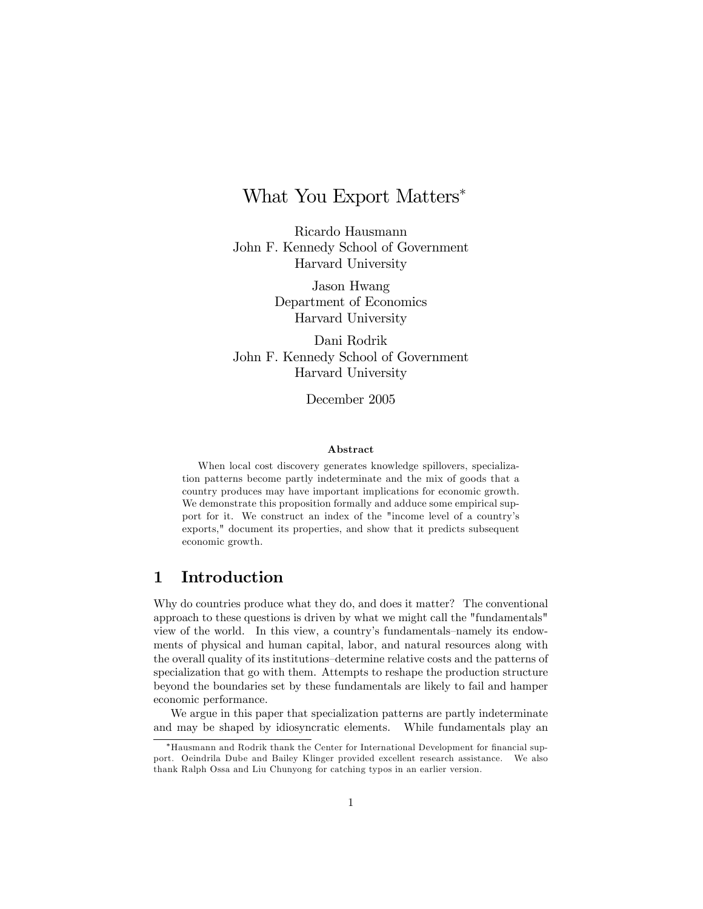# What You Export Matters*

Ricardo Hausmann
John F. Kennedy School of Government
Harvard University

Jason Hwang
Department of Economics
Harvard University

Dani Rodrik
John F. Kennedy School of Government
Harvard University

December 2005

**Abstract**

When local cost discovery generates knowledge spillovers, specialization patterns become partly indeterminate and the mix of goods that a country produces may have important implications for economic growth. We demonstrate this proposition formally and adduce some empirical support for it. We construct an index of the "income level of a country's exports," document its properties, and show that it predicts subsequent economic growth.

## 1 Introduction

Why do countries produce what they do, and does it matter? The conventional approach to these questions is driven by what we might call the "fundamentals" view of the world. In this view, a country's fundamentals–namely its endowments of physical and human capital, labor, and natural resources along with the overall quality of its institutions–determine relative costs and the patterns of specialization that go with them. Attempts to reshape the production structure beyond the boundaries set by these fundamentals are likely to fail and hamper economic performance.

We argue in this paper that specialization patterns are partly indeterminate and may be shaped by idiosyncratic elements. While fundamentals play an

*Hausmann and Rodrik thank the Center for International Development for financial support. Oeindrila Dube and Bailey Klinger provided excellent research assistance. We also thank Ralph Ossa and Liu Chunyong for catching typos in an earlier version.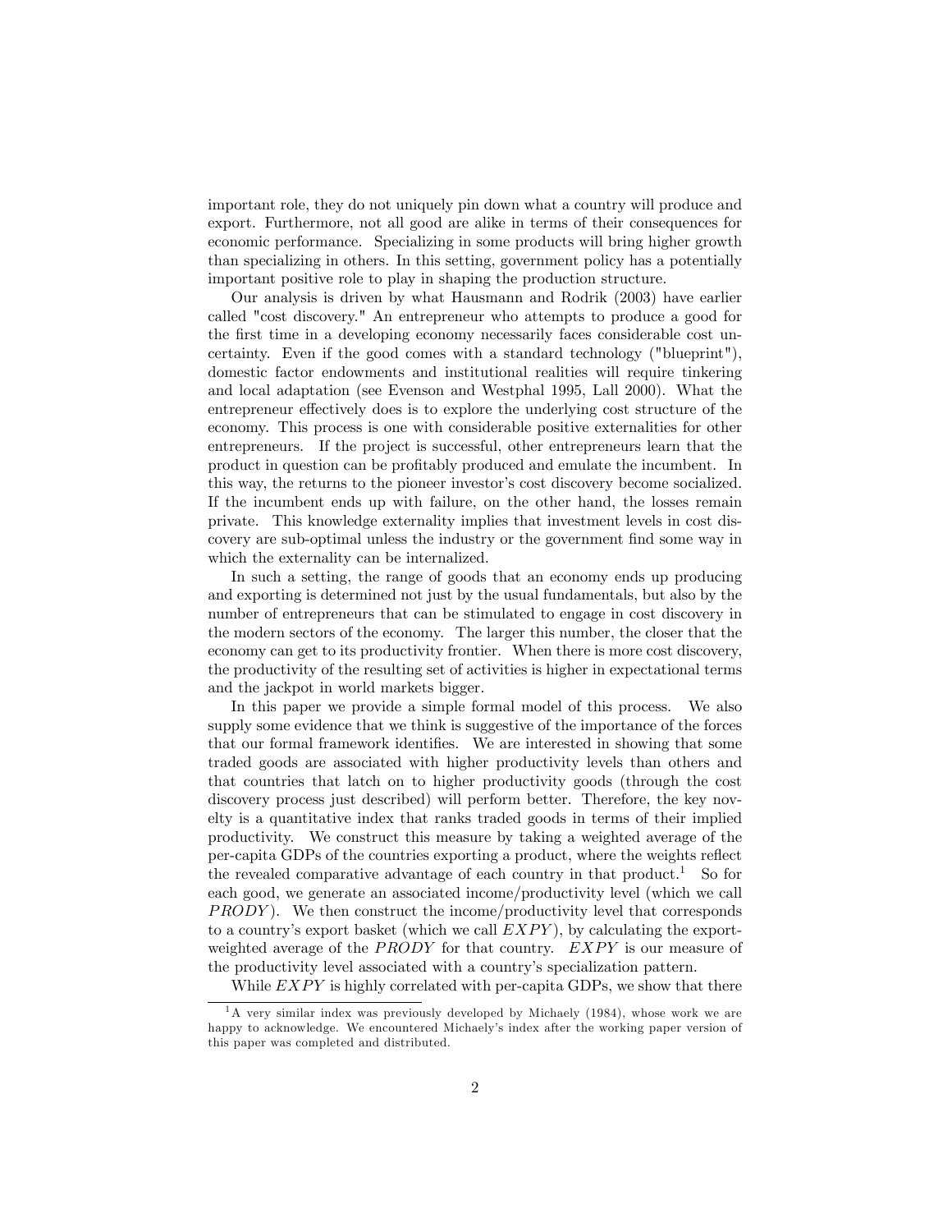important role, they do not uniquely pin down what a country will produce and export. Furthermore, not all good are alike in terms of their consequences for economic performance. Specializing in some products will bring higher growth than specializing in others. In this setting, government policy has a potentially important positive role to play in shaping the production structure.

Our analysis is driven by what Hausmann and Rodrik (2003) have earlier called "cost discovery." An entrepreneur who attempts to produce a good for the first time in a developing economy necessarily faces considerable cost uncertainty. Even if the good comes with a standard technology ("blueprint"), domestic factor endowments and institutional realities will require tinkering and local adaptation (see Evenson and Westphal 1995, Lall 2000). What the entrepreneur effectively does is to explore the underlying cost structure of the economy. This process is one with considerable positive externalities for other entrepreneurs. If the project is successful, other entrepreneurs learn that the product in question can be profitably produced and emulate the incumbent. In this way, the returns to the pioneer investor's cost discovery become socialized. If the incumbent ends up with failure, on the other hand, the losses remain private. This knowledge externality implies that investment levels in cost discovery are sub-optimal unless the industry or the government find some way in which the externality can be internalized.

In such a setting, the range of goods that an economy ends up producing and exporting is determined not just by the usual fundamentals, but also by the number of entrepreneurs that can be stimulated to engage in cost discovery in the modern sectors of the economy. The larger this number, the closer that the economy can get to its productivity frontier. When there is more cost discovery, the productivity of the resulting set of activities is higher in expectational terms and the jackpot in world markets bigger.

In this paper we provide a simple formal model of this process. We also supply some evidence that we think is suggestive of the importance of the forces that our formal framework identifies. We are interested in showing that some traded goods are associated with higher productivity levels than others and that countries that latch on to higher productivity goods (through the cost discovery process just described) will perform better. Therefore, the key novelty is a quantitative index that ranks traded goods in terms of their implied productivity. We construct this measure by taking a weighted average of the per-capita GDPs of the countries exporting a product, where the weights reflect the revealed comparative advantage of each country in that product.[1] So for each good, we generate an associated income/productivity level (which we call $PRODY$). We then construct the income/productivity level that corresponds to a country's export basket (which we call $EXPY$), by calculating the export-weighted average of the $PRODY$ for that country. $EXPY$ is our measure of the productivity level associated with a country's specialization pattern.

While $EXPY$ is highly correlated with per-capita GDPs, we show that there

[1] A very similar index was previously developed by Michaely (1984), whose work we are happy to acknowledge. We encountered Michaely's index after the working paper version of this paper was completed and distributed.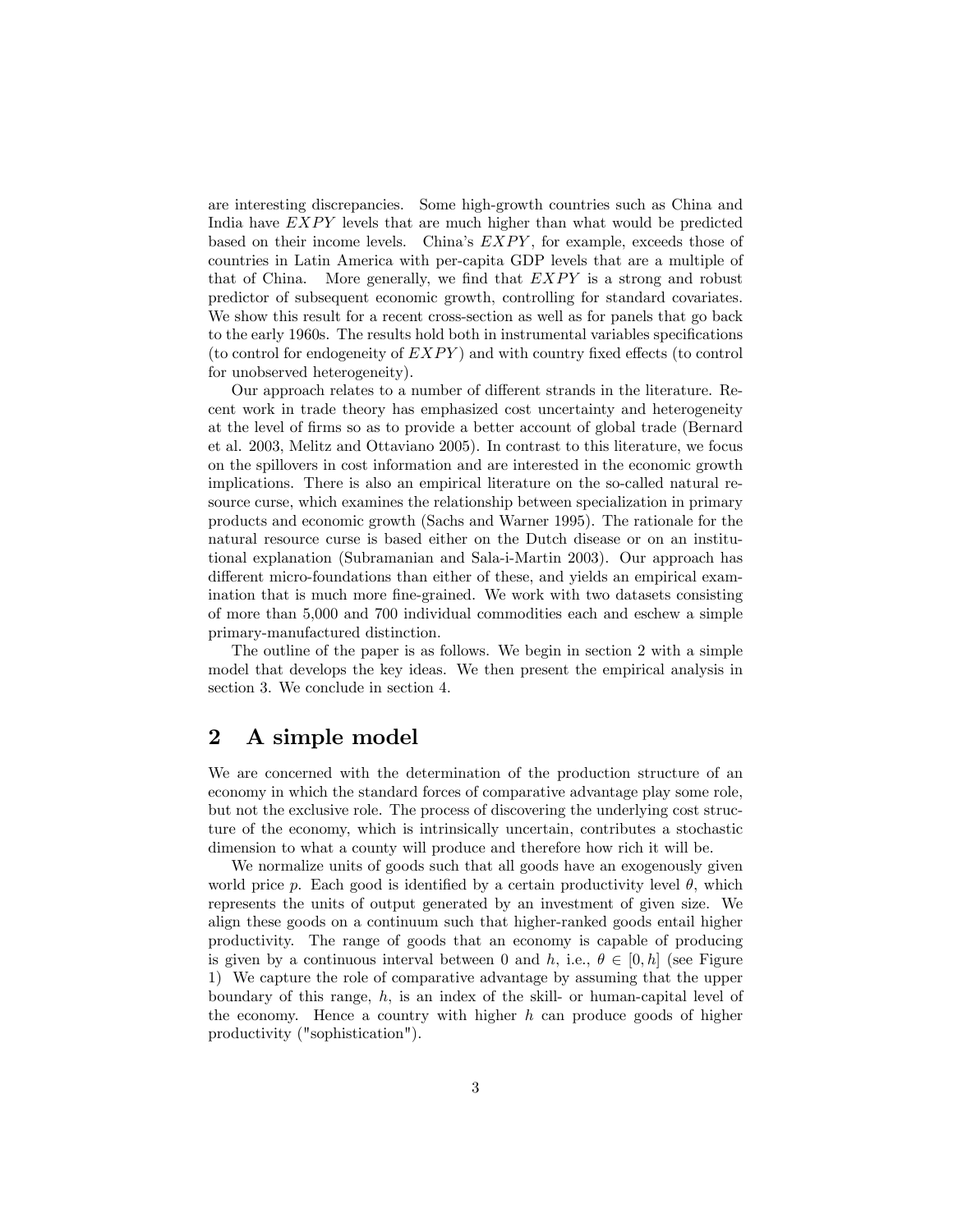are interesting discrepancies. Some high-growth countries such as China and India have $EXPY$ levels that are much higher than what would be predicted based on their income levels. China's $EXPY$, for example, exceeds those of countries in Latin America with per-capita GDP levels that are a multiple of that of China. More generally, we find that $EXPY$ is a strong and robust predictor of subsequent economic growth, controlling for standard covariates. We show this result for a recent cross-section as well as for panels that go back to the early 1960s. The results hold both in instrumental variables specifications (to control for endogeneity of $EXPY$) and with country fixed effects (to control for unobserved heterogeneity).

Our approach relates to a number of different strands in the literature. Recent work in trade theory has emphasized cost uncertainty and heterogeneity at the level of firms so as to provide a better account of global trade (Bernard et al. 2003, Melitz and Ottaviano 2005). In contrast to this literature, we focus on the spillovers in cost information and are interested in the economic growth implications. There is also an empirical literature on the so-called natural resource curse, which examines the relationship between specialization in primary products and economic growth (Sachs and Warner 1995). The rationale for the natural resource curse is based either on the Dutch disease or on an institutional explanation (Subramanian and Sala-i-Martin 2003). Our approach has different micro-foundations than either of these, and yields an empirical examination that is much more fine-grained. We work with two datasets consisting of more than 5,000 and 700 individual commodities each and eschew a simple primary-manufactured distinction.

The outline of the paper is as follows. We begin in section 2 with a simple model that develops the key ideas. We then present the empirical analysis in section 3. We conclude in section 4.

## 2 A simple model

We are concerned with the determination of the production structure of an economy in which the standard forces of comparative advantage play some role, but not the exclusive role. The process of discovering the underlying cost structure of the economy, which is intrinsically uncertain, contributes a stochastic dimension to what a county will produce and therefore how rich it will be.

We normalize units of goods such that all goods have an exogenously given world price $p$. Each good is identified by a certain productivity level $\theta$, which represents the units of output generated by an investment of given size. We align these goods on a continuum such that higher-ranked goods entail higher productivity. The range of goods that an economy is capable of producing is given by a continuous interval between 0 and $h$, i.e., $\theta \in [0, h]$ (see Figure 1) We capture the role of comparative advantage by assuming that the upper boundary of this range, $h$, is an index of the skill- or human-capital level of the economy. Hence a country with higher $h$ can produce goods of higher productivity ("sophistication").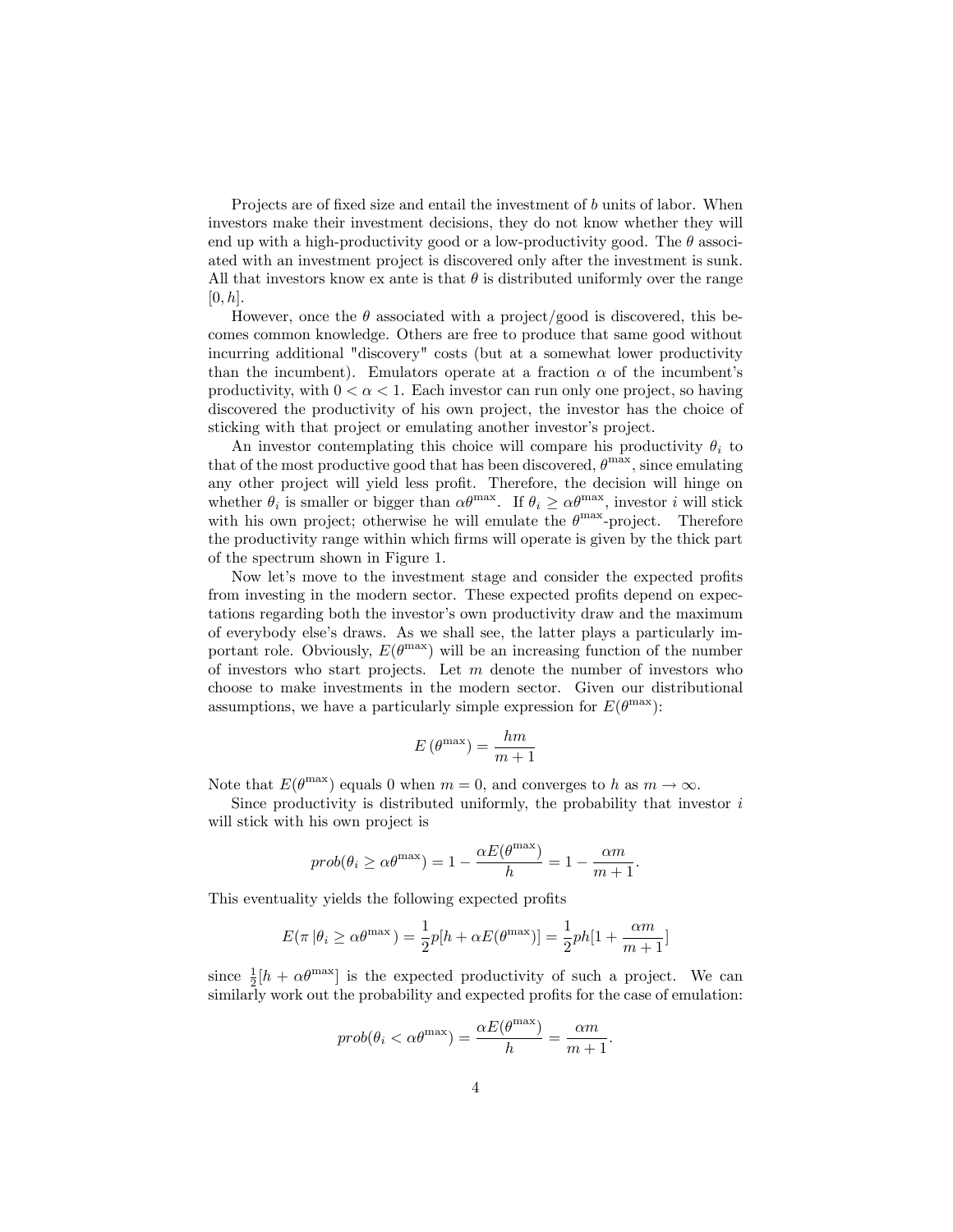Projects are of fixed size and entail the investment of $b$ units of labor. When investors make their investment decisions, they do not know whether they will end up with a high-productivity good or a low-productivity good. The $\theta$ associated with an investment project is discovered only after the investment is sunk. All that investors know ex ante is that $\theta$ is distributed uniformly over the range $[0, h]$.

However, once the $\theta$ associated with a project/good is discovered, this becomes common knowledge. Others are free to produce that same good without incurring additional "discovery" costs (but at a somewhat lower productivity than the incumbent). Emulators operate at a fraction $\alpha$ of the incumbent's productivity, with $0 < \alpha < 1$. Each investor can run only one project, so having discovered the productivity of his own project, the investor has the choice of sticking with that project or emulating another investor's project.

An investor contemplating this choice will compare his productivity $\theta_i$ to that of the most productive good that has been discovered, $\theta^{\max}$, since emulating any other project will yield less profit. Therefore, the decision will hinge on whether $\theta_i$ is smaller or bigger than $\alpha\theta^{\max}$. If $\theta_i \geq \alpha\theta^{\max}$, investor $i$ will stick with his own project; otherwise he will emulate the $\theta^{\max}$-project. Therefore the productivity range within which firms will operate is given by the thick part of the spectrum shown in Figure 1.

Now let's move to the investment stage and consider the expected profits from investing in the modern sector. These expected profits depend on expectations regarding both the investor's own productivity draw and the maximum of everybody else's draws. As we shall see, the latter plays a particularly important role. Obviously, $E(\theta^{\max})$ will be an increasing function of the number of investors who start projects. Let $m$ denote the number of investors who choose to make investments in the modern sector. Given our distributional assumptions, we have a particularly simple expression for $E(\theta^{\max})$:

$$E\left(\theta^{\max}\right) = \frac{hm}{m+1}$$

Note that $E(\theta^{\max})$ equals 0 when $m = 0$, and converges to $h$ as $m \to \infty$.

Since productivity is distributed uniformly, the probability that investor $i$ will stick with his own project is

$$prob(\theta_i \geq \alpha\theta^{\max}) = 1 - \frac{\alpha E(\theta^{\max})}{h} = 1 - \frac{\alpha m}{m+1}.$$

This eventuality yields the following expected profits

$$E(\pi \,|\theta_i \geq \alpha\theta^{\max}) = \frac{1}{2}p[h + \alpha E(\theta^{\max})] = \frac{1}{2}ph[1 + \frac{\alpha m}{m+1}]$$

since $\frac{1}{2}[h + \alpha\theta^{\max}]$ is the expected productivity of such a project. We can similarly work out the probability and expected profits for the case of emulation:

$$prob(\theta_i < \alpha\theta^{\max}) = \frac{\alpha E(\theta^{\max})}{h} = \frac{\alpha m}{m+1}.$$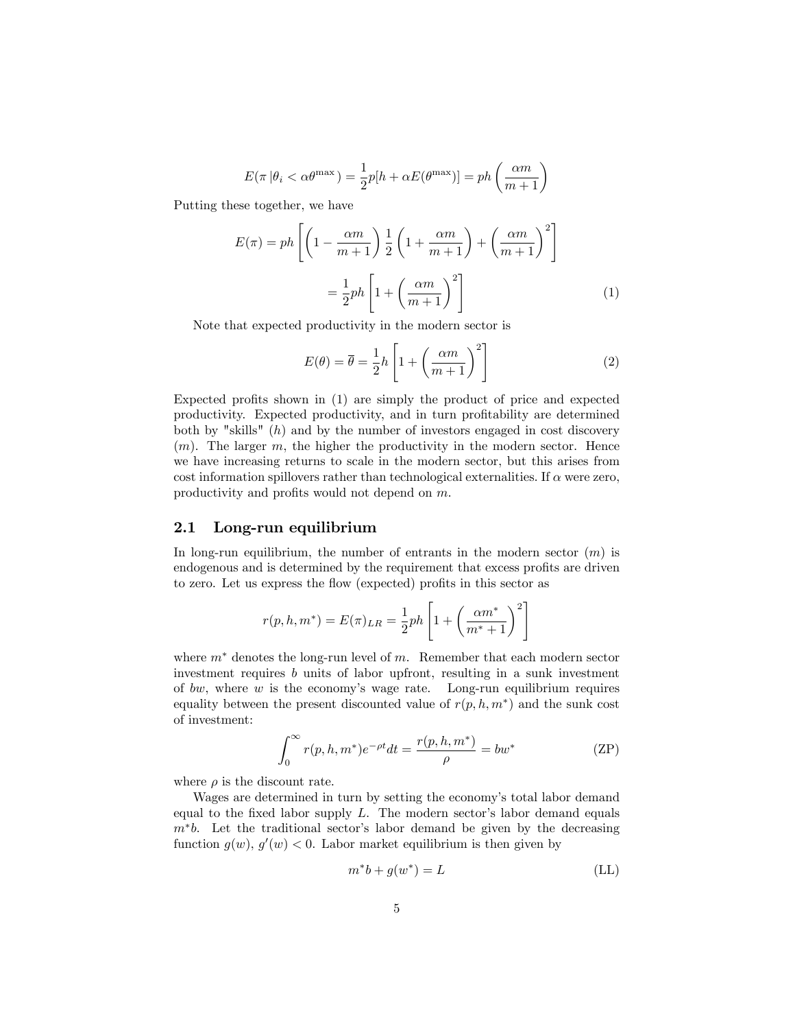$$E(\pi \,|\theta_i < \alpha\theta^{\max}) = \frac{1}{2}p[h + \alpha E(\theta^{\max})] = ph\left(\frac{\alpha m}{m+1}\right)$$

Putting these together, we have

$$E(\pi) = ph\left[\left(1 - \frac{\alpha m}{m+1}\right)\frac{1}{2}\left(1 + \frac{\alpha m}{m+1}\right) + \left(\frac{\alpha m}{m+1}\right)^2\right]$$

$$= \frac{1}{2}ph\left[1 + \left(\frac{\alpha m}{m+1}\right)^2\right] \tag{1}$$

Note that expected productivity in the modern sector is

$$E(\theta) = \overline{\theta} = \frac{1}{2}h\left[1 + \left(\frac{\alpha m}{m+1}\right)^2\right] \tag{2}$$

Expected profits shown in (1) are simply the product of price and expected productivity. Expected productivity, and in turn profitability are determined both by "skills" ($h$) and by the number of investors engaged in cost discovery ($m$). The larger $m$, the higher the productivity in the modern sector. Hence we have increasing returns to scale in the modern sector, but this arises from cost information spillovers rather than technological externalities. If $\alpha$ were zero, productivity and profits would not depend on $m$.

## 2.1 Long-run equilibrium

In long-run equilibrium, the number of entrants in the modern sector ($m$) is endogenous and is determined by the requirement that excess profits are driven to zero. Let us express the flow (expected) profits in this sector as

$$r(p, h, m^*) = E(\pi)_{LR} = \frac{1}{2}ph\left[1 + \left(\frac{\alpha m^*}{m^*+1}\right)^2\right]$$

where $m^*$ denotes the long-run level of $m$. Remember that each modern sector investment requires $b$ units of labor upfront, resulting in a sunk investment of $bw$, where $w$ is the economy's wage rate. Long-run equilibrium requires equality between the present discounted value of $r(p, h, m^*)$ and the sunk cost of investment:

$$\int_0^\infty r(p, h, m^*)e^{-\rho t}dt = \frac{r(p, h, m^*)}{\rho} = bw^* \tag{ZP}$$

where $\rho$ is the discount rate.

Wages are determined in turn by setting the economy's total labor demand equal to the fixed labor supply $L$. The modern sector's labor demand equals $m^*b$. Let the traditional sector's labor demand be given by the decreasing function $g(w)$, $g'(w) < 0$. Labor market equilibrium is then given by

$$m^*b + g(w^*) = L \tag{LL}$$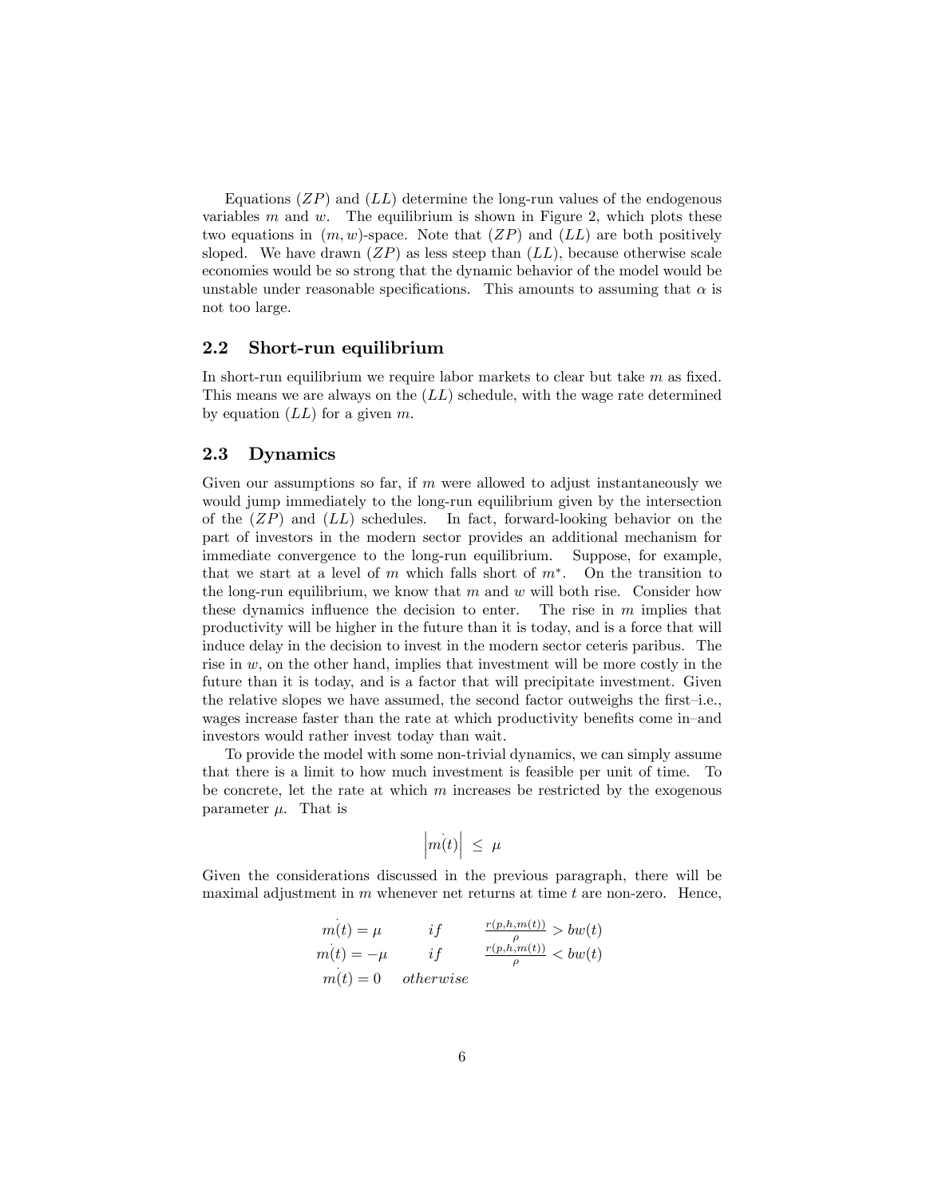Equations $(ZP)$ and $(LL)$ determine the long-run values of the endogenous variables $m$ and $w$. The equilibrium is shown in Figure 2, which plots these two equations in $(m, w)$-space. Note that $(ZP)$ and $(LL)$ are both positively sloped. We have drawn $(ZP)$ as less steep than $(LL)$, because otherwise scale economies would be so strong that the dynamic behavior of the model would be unstable under reasonable specifications. This amounts to assuming that $\alpha$ is not too large.

## 2.2 Short-run equilibrium

In short-run equilibrium we require labor markets to clear but take $m$ as fixed. This means we are always on the $(LL)$ schedule, with the wage rate determined by equation $(LL)$ for a given $m$.

## 2.3 Dynamics

Given our assumptions so far, if $m$ were allowed to adjust instantaneously we would jump immediately to the long-run equilibrium given by the intersection of the $(ZP)$ and $(LL)$ schedules. In fact, forward-looking behavior on the part of investors in the modern sector provides an additional mechanism for immediate convergence to the long-run equilibrium. Suppose, for example, that we start at a level of $m$ which falls short of $m^*$. On the transition to the long-run equilibrium, we know that $m$ and $w$ will both rise. Consider how these dynamics influence the decision to enter. The rise in $m$ implies that productivity will be higher in the future than it is today, and is a force that will induce delay in the decision to invest in the modern sector ceteris paribus. The rise in $w$, on the other hand, implies that investment will be more costly in the future than it is today, and is a factor that will precipitate investment. Given the relative slopes we have assumed, the second factor outweighs the first–i.e., wages increase faster than the rate at which productivity benefits come in–and investors would rather invest today than wait.

To provide the model with some non-trivial dynamics, we can simply assume that there is a limit to how much investment is feasible per unit of time. To be concrete, let the rate at which $m$ increases be restricted by the exogenous parameter $\mu$. That is

$$\left|\dot{m(t)}\right| \leq \mu$$

Given the considerations discussed in the previous paragraph, there will be maximal adjustment in $m$ whenever net returns at time $t$ are non-zero. Hence,

$$\begin{array}{lll} \dot{m(t)} = \mu & if & \frac{r(p,h,m(t))}{\rho} > bw(t) \\ \dot{m(t)} = -\mu & if & \frac{r(p,h,m(t))}{\rho} < bw(t) \\ \dot{m(t)} = 0 & otherwise & \end{array}$$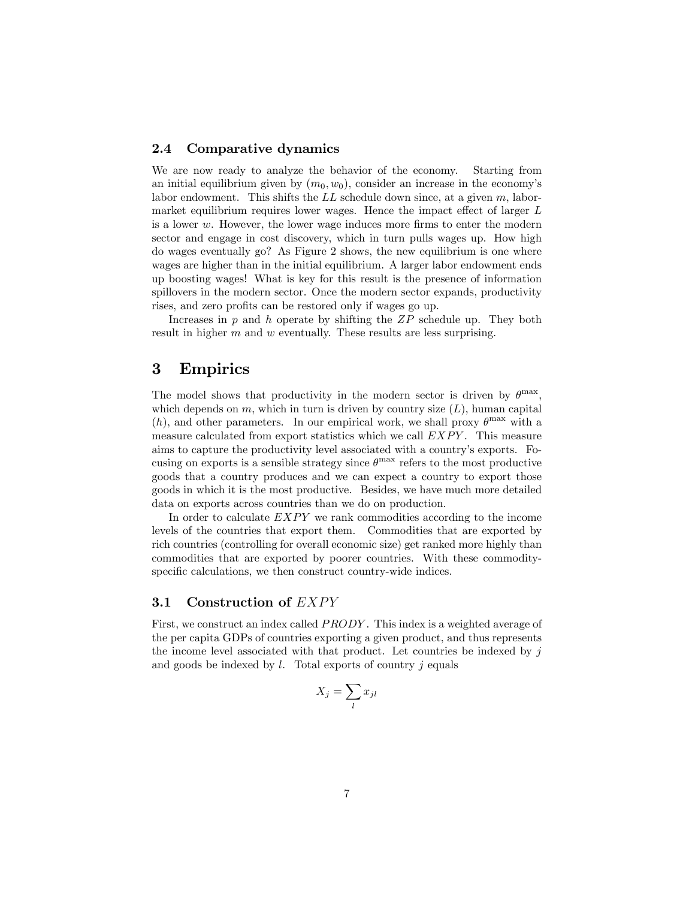### 2.4 Comparative dynamics

We are now ready to analyze the behavior of the economy. Starting from an initial equilibrium given by $(m_0, w_0)$, consider an increase in the economy's labor endowment. This shifts the $LL$ schedule down since, at a given $m$, labor-market equilibrium requires lower wages. Hence the impact effect of larger $L$ is a lower $w$. However, the lower wage induces more firms to enter the modern sector and engage in cost discovery, which in turn pulls wages up. How high do wages eventually go? As Figure 2 shows, the new equilibrium is one where wages are higher than in the initial equilibrium. A larger labor endowment ends up boosting wages! What is key for this result is the presence of information spillovers in the modern sector. Once the modern sector expands, productivity rises, and zero profits can be restored only if wages go up.

Increases in $p$ and $h$ operate by shifting the $ZP$ schedule up. They both result in higher $m$ and $w$ eventually. These results are less surprising.

## 3 Empirics

The model shows that productivity in the modern sector is driven by $\theta^{\max}$, which depends on $m$, which in turn is driven by country size ($L$), human capital ($h$), and other parameters. In our empirical work, we shall proxy $\theta^{\max}$ with a measure calculated from export statistics which we call $EXPY$. This measure aims to capture the productivity level associated with a country's exports. Focusing on exports is a sensible strategy since $\theta^{\max}$ refers to the most productive goods that a country produces and we can expect a country to export those goods in which it is the most productive. Besides, we have much more detailed data on exports across countries than we do on production.

In order to calculate $EXPY$ we rank commodities according to the income levels of the countries that export them. Commodities that are exported by rich countries (controlling for overall economic size) get ranked more highly than commodities that are exported by poorer countries. With these commodity-specific calculations, we then construct country-wide indices.

### 3.1 Construction of $EXPY$

First, we construct an index called $PRODY$. This index is a weighted average of the per capita GDPs of countries exporting a given product, and thus represents the income level associated with that product. Let countries be indexed by $j$ and goods be indexed by $l$. Total exports of country $j$ equals

$$X_j = \sum_l x_{jl}$$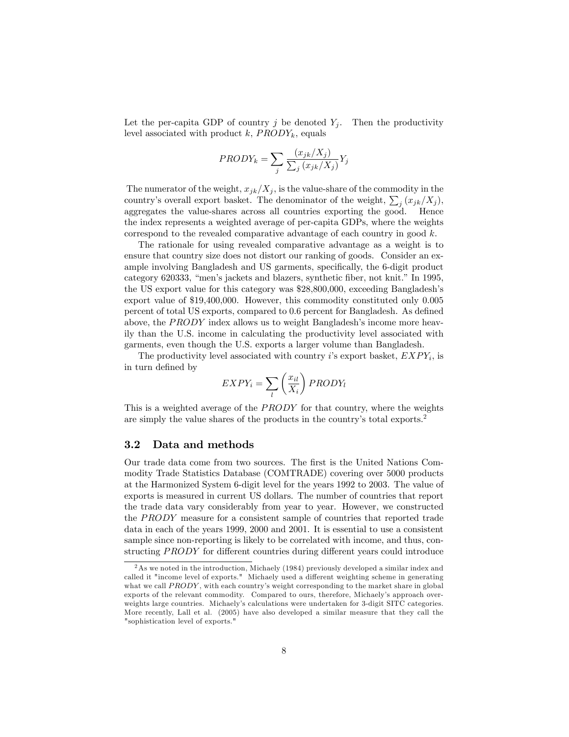Let the per-capita GDP of country $j$ be denoted $Y_j$. Then the productivity level associated with product $k$, $PRODY_k$, equals

$$PRODY_k = \sum_j \frac{(x_{jk}/X_j)}{\sum_j (x_{jk}/X_j)} Y_j$$

The numerator of the weight, $x_{jk}/X_j$, is the value-share of the commodity in the country's overall export basket. The denominator of the weight, $\sum_j (x_{jk}/X_j)$, aggregates the value-shares across all countries exporting the good. Hence the index represents a weighted average of per-capita GDPs, where the weights correspond to the revealed comparative advantage of each country in good $k$.

The rationale for using revealed comparative advantage as a weight is to ensure that country size does not distort our ranking of goods. Consider an example involving Bangladesh and US garments, specifically, the 6-digit product category 620333, "men's jackets and blazers, synthetic fiber, not knit." In 1995, the US export value for this category was \$28,800,000, exceeding Bangladesh's export value of \$19,400,000. However, this commodity constituted only 0.005 percent of total US exports, compared to 0.6 percent for Bangladesh. As defined above, the $PRODY$ index allows us to weight Bangladesh's income more heavily than the U.S. income in calculating the productivity level associated with garments, even though the U.S. exports a larger volume than Bangladesh.

The productivity level associated with country $i$'s export basket, $EXPY_i$, is in turn defined by

$$EXPY_i = \sum_l \left(\frac{x_{il}}{X_i}\right) PRODY_l$$

This is a weighted average of the $PRODY$ for that country, where the weights are simply the value shares of the products in the country's total exports.[2]

### 3.2 Data and methods

Our trade data come from two sources. The first is the United Nations Commodity Trade Statistics Database (COMTRADE) covering over 5000 products at the Harmonized System 6-digit level for the years 1992 to 2003. The value of exports is measured in current US dollars. The number of countries that report the trade data vary considerably from year to year. However, we constructed the $PRODY$ measure for a consistent sample of countries that reported trade data in each of the years 1999, 2000 and 2001. It is essential to use a consistent sample since non-reporting is likely to be correlated with income, and thus, constructing $PRODY$ for different countries during different years could introduce

[2] As we noted in the introduction, Michaely (1984) previously developed a similar index and called it "income level of exports." Michaely used a different weighting scheme in generating what we call $PRODY$, with each country's weight corresponding to the market share in global exports of the relevant commodity. Compared to ours, therefore, Michaely's approach overweights large countries. Michaely's calculations were undertaken for 3-digit SITC categories. More recently, Lall et al. (2005) have also developed a similar measure that they call the "sophistication level of exports."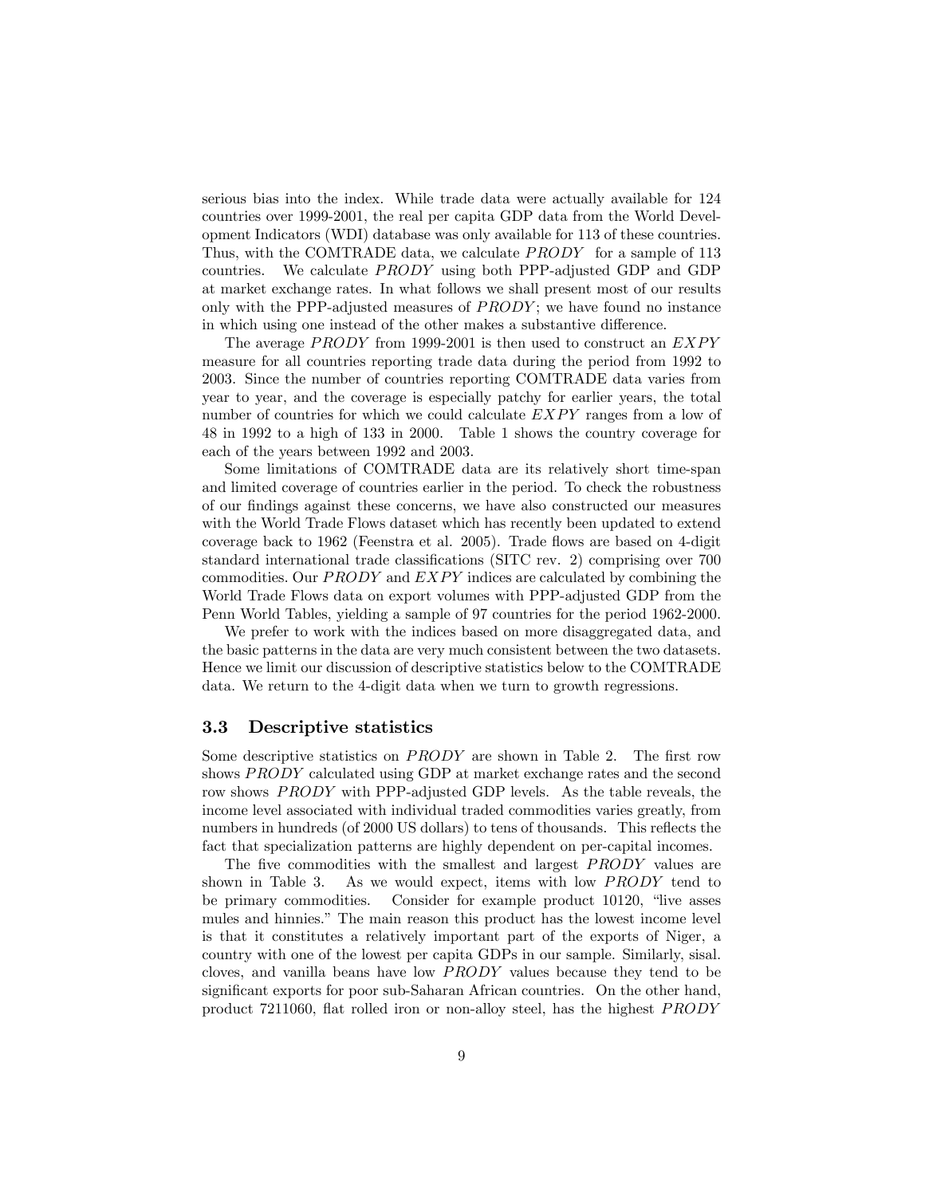serious bias into the index. While trade data were actually available for 124 countries over 1999-2001, the real per capita GDP data from the World Development Indicators (WDI) database was only available for 113 of these countries. Thus, with the COMTRADE data, we calculate $PRODY$ for a sample of 113 countries. We calculate $PRODY$ using both PPP-adjusted GDP and GDP at market exchange rates. In what follows we shall present most of our results only with the PPP-adjusted measures of $PRODY$; we have found no instance in which using one instead of the other makes a substantive difference.

The average $PRODY$ from 1999-2001 is then used to construct an $EXPY$ measure for all countries reporting trade data during the period from 1992 to 2003. Since the number of countries reporting COMTRADE data varies from year to year, and the coverage is especially patchy for earlier years, the total number of countries for which we could calculate $EXPY$ ranges from a low of 48 in 1992 to a high of 133 in 2000. Table 1 shows the country coverage for each of the years between 1992 and 2003.

Some limitations of COMTRADE data are its relatively short time-span and limited coverage of countries earlier in the period. To check the robustness of our findings against these concerns, we have also constructed our measures with the World Trade Flows dataset which has recently been updated to extend coverage back to 1962 (Feenstra et al. 2005). Trade flows are based on 4-digit standard international trade classifications (SITC rev. 2) comprising over 700 commodities. Our $PRODY$ and $EXPY$ indices are calculated by combining the World Trade Flows data on export volumes with PPP-adjusted GDP from the Penn World Tables, yielding a sample of 97 countries for the period 1962-2000.

We prefer to work with the indices based on more disaggregated data, and the basic patterns in the data are very much consistent between the two datasets. Hence we limit our discussion of descriptive statistics below to the COMTRADE data. We return to the 4-digit data when we turn to growth regressions.

### 3.3 Descriptive statistics

Some descriptive statistics on $PRODY$ are shown in Table 2. The first row shows $PRODY$ calculated using GDP at market exchange rates and the second row shows $PRODY$ with PPP-adjusted GDP levels. As the table reveals, the income level associated with individual traded commodities varies greatly, from numbers in hundreds (of 2000 US dollars) to tens of thousands. This reflects the fact that specialization patterns are highly dependent on per-capital incomes.

The five commodities with the smallest and largest $PRODY$ values are shown in Table 3. As we would expect, items with low $PRODY$ tend to be primary commodities. Consider for example product 10120, "live asses mules and hinnies." The main reason this product has the lowest income level is that it constitutes a relatively important part of the exports of Niger, a country with one of the lowest per capita GDPs in our sample. Similarly, sisal. cloves, and vanilla beans have low $PRODY$ values because they tend to be significant exports for poor sub-Saharan African countries. On the other hand, product 7211060, flat rolled iron or non-alloy steel, has the highest $PRODY$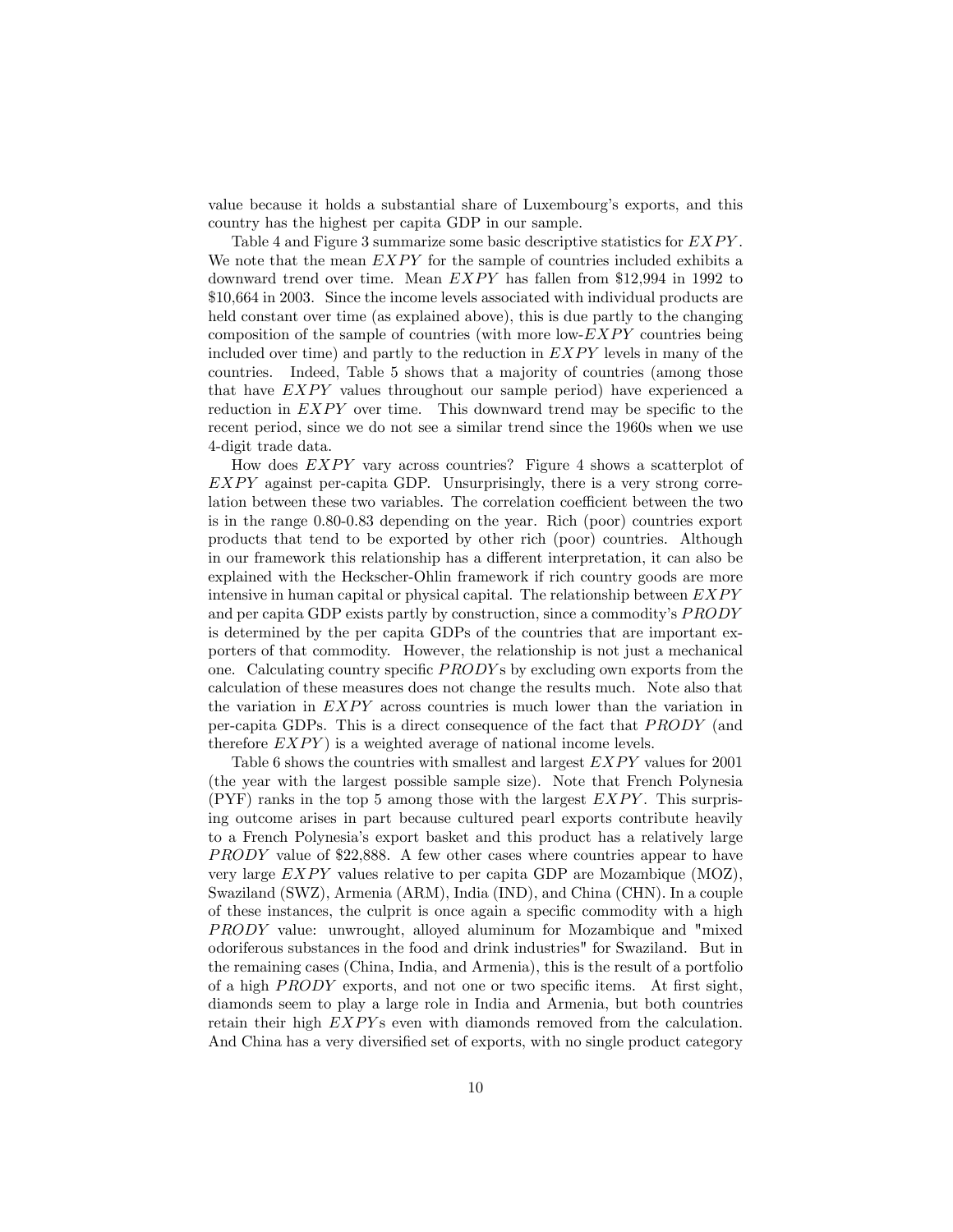value because it holds a substantial share of Luxembourg's exports, and this country has the highest per capita GDP in our sample.

Table 4 and Figure 3 summarize some basic descriptive statistics for $EXPY$. We note that the mean $EXPY$ for the sample of countries included exhibits a downward trend over time. Mean $EXPY$ has fallen from \$12,994 in 1992 to \$10,664 in 2003. Since the income levels associated with individual products are held constant over time (as explained above), this is due partly to the changing composition of the sample of countries (with more low-$EXPY$ countries being included over time) and partly to the reduction in $EXPY$ levels in many of the countries. Indeed, Table 5 shows that a majority of countries (among those that have $EXPY$ values throughout our sample period) have experienced a reduction in $EXPY$ over time. This downward trend may be specific to the recent period, since we do not see a similar trend since the 1960s when we use 4-digit trade data.

How does $EXPY$ vary across countries? Figure 4 shows a scatterplot of $EXPY$ against per-capita GDP. Unsurprisingly, there is a very strong correlation between these two variables. The correlation coefficient between the two is in the range 0.80-0.83 depending on the year. Rich (poor) countries export products that tend to be exported by other rich (poor) countries. Although in our framework this relationship has a different interpretation, it can also be explained with the Heckscher-Ohlin framework if rich country goods are more intensive in human capital or physical capital. The relationship between $EXPY$ and per capita GDP exists partly by construction, since a commodity's $PRODY$ is determined by the per capita GDPs of the countries that are important exporters of that commodity. However, the relationship is not just a mechanical one. Calculating country specific $PRODY$s by excluding own exports from the calculation of these measures does not change the results much. Note also that the variation in $EXPY$ across countries is much lower than the variation in per-capita GDPs. This is a direct consequence of the fact that $PRODY$ (and therefore $EXPY$) is a weighted average of national income levels.

Table 6 shows the countries with smallest and largest $EXPY$ values for 2001 (the year with the largest possible sample size). Note that French Polynesia (PYF) ranks in the top 5 among those with the largest $EXPY$. This surprising outcome arises in part because cultured pearl exports contribute heavily to a French Polynesia's export basket and this product has a relatively large $PRODY$ value of \$22,888. A few other cases where countries appear to have very large $EXPY$ values relative to per capita GDP are Mozambique (MOZ), Swaziland (SWZ), Armenia (ARM), India (IND), and China (CHN). In a couple of these instances, the culprit is once again a specific commodity with a high $PRODY$ value: unwrought, alloyed aluminum for Mozambique and "mixed odoriferous substances in the food and drink industries" for Swaziland. But in the remaining cases (China, India, and Armenia), this is the result of a portfolio of a high $PRODY$ exports, and not one or two specific items. At first sight, diamonds seem to play a large role in India and Armenia, but both countries retain their high $EXPY$s even with diamonds removed from the calculation. And China has a very diversified set of exports, with no single product category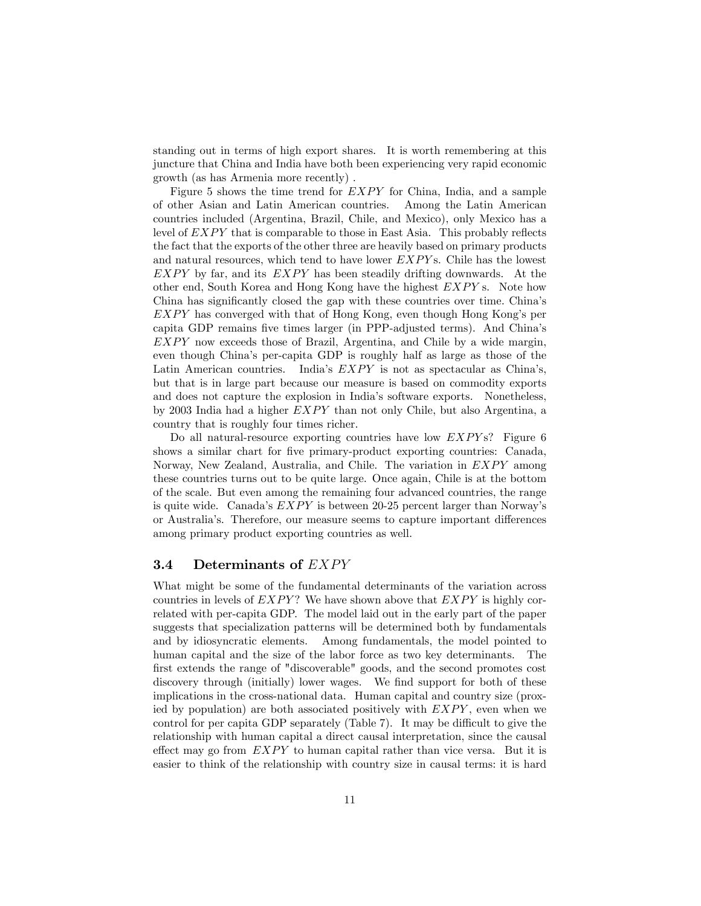standing out in terms of high export shares. It is worth remembering at this juncture that China and India have both been experiencing very rapid economic growth (as has Armenia more recently) .

Figure 5 shows the time trend for $EXPY$ for China, India, and a sample of other Asian and Latin American countries. Among the Latin American countries included (Argentina, Brazil, Chile, and Mexico), only Mexico has a level of $EXPY$ that is comparable to those in East Asia. This probably reflects the fact that the exports of the other three are heavily based on primary products and natural resources, which tend to have lower $EXPY$s. Chile has the lowest $EXPY$ by far, and its $EXPY$ has been steadily drifting downwards. At the other end, South Korea and Hong Kong have the highest $EXPY$ s. Note how China has significantly closed the gap with these countries over time. China's $EXPY$ has converged with that of Hong Kong, even though Hong Kong's per capita GDP remains five times larger (in PPP-adjusted terms). And China's $EXPY$ now exceeds those of Brazil, Argentina, and Chile by a wide margin, even though China's per-capita GDP is roughly half as large as those of the Latin American countries. India's $EXPY$ is not as spectacular as China's, but that is in large part because our measure is based on commodity exports and does not capture the explosion in India's software exports. Nonetheless, by 2003 India had a higher $EXPY$ than not only Chile, but also Argentina, a country that is roughly four times richer.

Do all natural-resource exporting countries have low $EXPY$s? Figure 6 shows a similar chart for five primary-product exporting countries: Canada, Norway, New Zealand, Australia, and Chile. The variation in $EXPY$ among these countries turns out to be quite large. Once again, Chile is at the bottom of the scale. But even among the remaining four advanced countries, the range is quite wide. Canada's $EXPY$ is between 20-25 percent larger than Norway's or Australia's. Therefore, our measure seems to capture important differences among primary product exporting countries as well.

### 3.4 Determinants of $EXPY$

What might be some of the fundamental determinants of the variation across countries in levels of $EXPY$? We have shown above that $EXPY$ is highly correlated with per-capita GDP. The model laid out in the early part of the paper suggests that specialization patterns will be determined both by fundamentals and by idiosyncratic elements. Among fundamentals, the model pointed to human capital and the size of the labor force as two key determinants. The first extends the range of "discoverable" goods, and the second promotes cost discovery through (initially) lower wages. We find support for both of these implications in the cross-national data. Human capital and country size (proxied by population) are both associated positively with $EXPY$, even when we control for per capita GDP separately (Table 7). It may be difficult to give the relationship with human capital a direct causal interpretation, since the causal effect may go from $EXPY$ to human capital rather than vice versa. But it is easier to think of the relationship with country size in causal terms: it is hard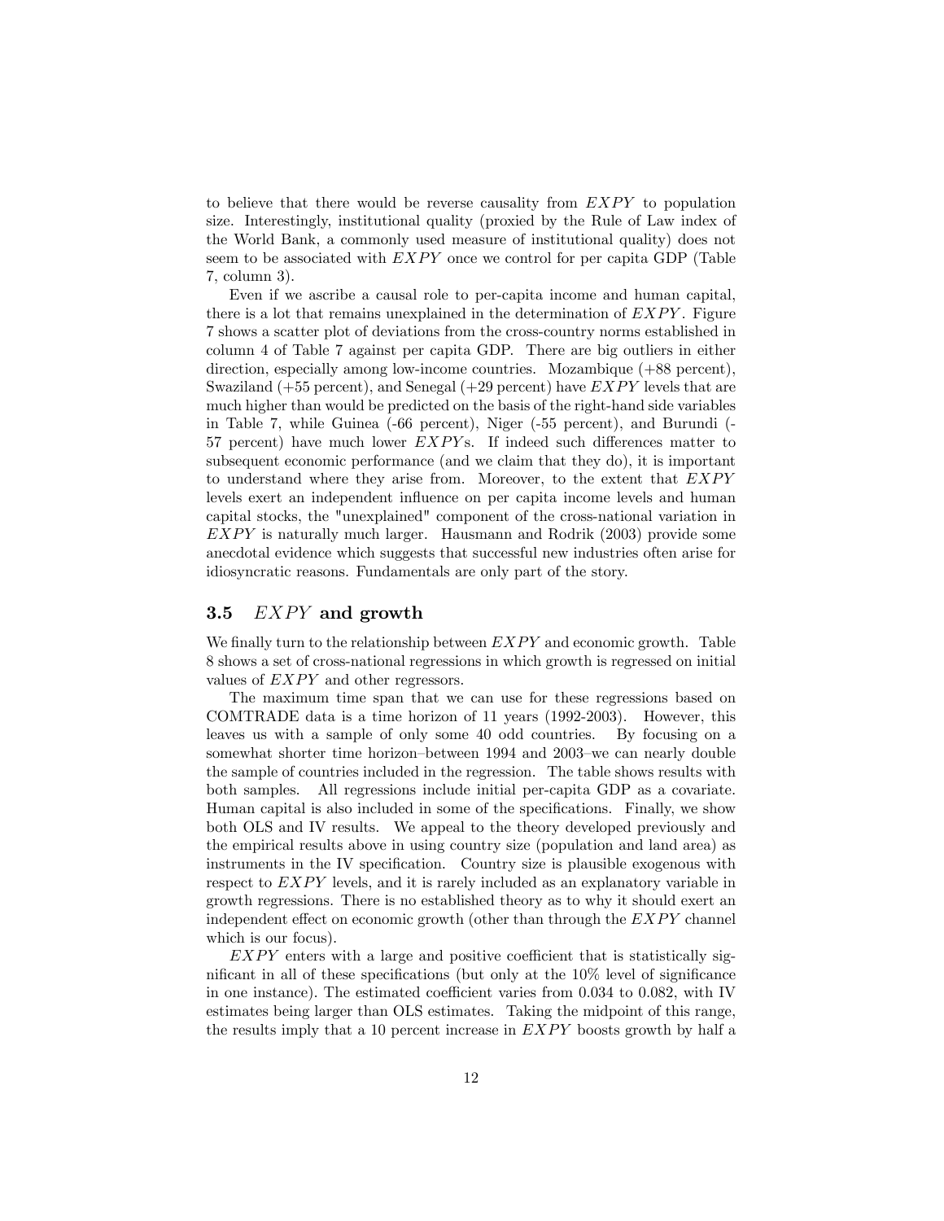to believe that there would be reverse causality from $EXPY$ to population size. Interestingly, institutional quality (proxied by the Rule of Law index of the World Bank, a commonly used measure of institutional quality) does not seem to be associated with $EXPY$ once we control for per capita GDP (Table 7, column 3).

Even if we ascribe a causal role to per-capita income and human capital, there is a lot that remains unexplained in the determination of $EXPY$. Figure 7 shows a scatter plot of deviations from the cross-country norms established in column 4 of Table 7 against per capita GDP. There are big outliers in either direction, especially among low-income countries. Mozambique (+88 percent), Swaziland (+55 percent), and Senegal (+29 percent) have $EXPY$ levels that are much higher than would be predicted on the basis of the right-hand side variables in Table 7, while Guinea (-66 percent), Niger (-55 percent), and Burundi (-57 percent) have much lower $EXPY$s. If indeed such differences matter to subsequent economic performance (and we claim that they do), it is important to understand where they arise from. Moreover, to the extent that $EXPY$ levels exert an independent influence on per capita income levels and human capital stocks, the "unexplained" component of the cross-national variation in $EXPY$ is naturally much larger. Hausmann and Rodrik (2003) provide some anecdotal evidence which suggests that successful new industries often arise for idiosyncratic reasons. Fundamentals are only part of the story.

### 3.5 $EXPY$ and growth

We finally turn to the relationship between $EXPY$ and economic growth. Table 8 shows a set of cross-national regressions in which growth is regressed on initial values of $EXPY$ and other regressors.

The maximum time span that we can use for these regressions based on COMTRADE data is a time horizon of 11 years (1992-2003). However, this leaves us with a sample of only some 40 odd countries. By focusing on a somewhat shorter time horizon–between 1994 and 2003–we can nearly double the sample of countries included in the regression. The table shows results with both samples. All regressions include initial per-capita GDP as a covariate. Human capital is also included in some of the specifications. Finally, we show both OLS and IV results. We appeal to the theory developed previously and the empirical results above in using country size (population and land area) as instruments in the IV specification. Country size is plausible exogenous with respect to $EXPY$ levels, and it is rarely included as an explanatory variable in growth regressions. There is no established theory as to why it should exert an independent effect on economic growth (other than through the $EXPY$ channel which is our focus).

$EXPY$ enters with a large and positive coefficient that is statistically significant in all of these specifications (but only at the 10% level of significance in one instance). The estimated coefficient varies from 0.034 to 0.082, with IV estimates being larger than OLS estimates. Taking the midpoint of this range, the results imply that a 10 percent increase in $EXPY$ boosts growth by half a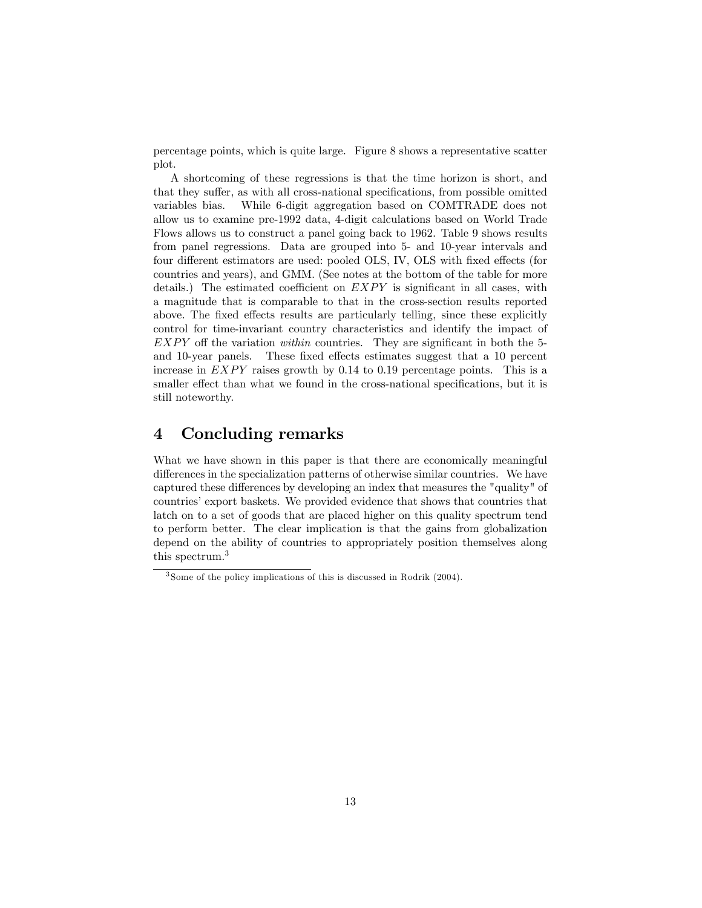percentage points, which is quite large. Figure 8 shows a representative scatter plot.

A shortcoming of these regressions is that the time horizon is short, and that they suffer, as with all cross-national specifications, from possible omitted variables bias. While 6-digit aggregation based on COMTRADE does not allow us to examine pre-1992 data, 4-digit calculations based on World Trade Flows allows us to construct a panel going back to 1962. Table 9 shows results from panel regressions. Data are grouped into 5- and 10-year intervals and four different estimators are used: pooled OLS, IV, OLS with fixed effects (for countries and years), and GMM. (See notes at the bottom of the table for more details.) The estimated coefficient on $EXPY$ is significant in all cases, with a magnitude that is comparable to that in the cross-section results reported above. The fixed effects results are particularly telling, since these explicitly control for time-invariant country characteristics and identify the impact of $EXPY$ off the variation *within* countries. They are significant in both the 5- and 10-year panels. These fixed effects estimates suggest that a 10 percent increase in $EXPY$ raises growth by 0.14 to 0.19 percentage points. This is a smaller effect than what we found in the cross-national specifications, but it is still noteworthy.

# 4 Concluding remarks

What we have shown in this paper is that there are economically meaningful differences in the specialization patterns of otherwise similar countries. We have captured these differences by developing an index that measures the "quality" of countries' export baskets. We provided evidence that shows that countries that latch on to a set of goods that are placed higher on this quality spectrum tend to perform better. The clear implication is that the gains from globalization depend on the ability of countries to appropriately position themselves along this spectrum.[3]

[3] Some of the policy implications of this is discussed in Rodrik (2004).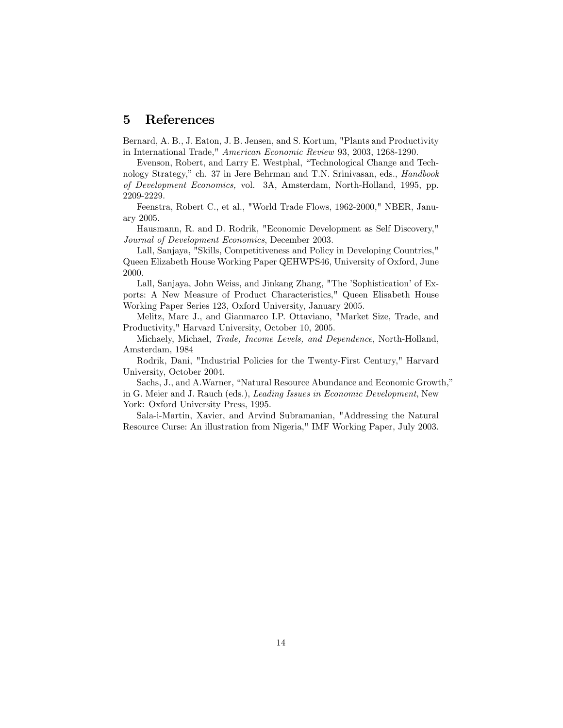# 5 References

Bernard, A. B., J. Eaton, J. B. Jensen, and S. Kortum, "Plants and Productivity in International Trade," *American Economic Review* 93, 2003, 1268-1290.

Evenson, Robert, and Larry E. Westphal, "Technological Change and Technology Strategy," ch. 37 in Jere Behrman and T.N. Srinivasan, eds., *Handbook of Development Economics,* vol. 3A, Amsterdam, North-Holland, 1995, pp. 2209-2229.

Feenstra, Robert C., et al., "World Trade Flows, 1962-2000," NBER, January 2005.

Hausmann, R. and D. Rodrik, "Economic Development as Self Discovery," *Journal of Development Economics*, December 2003.

Lall, Sanjaya, "Skills, Competitiveness and Policy in Developing Countries," Queen Elizabeth House Working Paper QEHWPS46, University of Oxford, June 2000.

Lall, Sanjaya, John Weiss, and Jinkang Zhang, "The 'Sophistication' of Exports: A New Measure of Product Characteristics," Queen Elisabeth House Working Paper Series 123, Oxford University, January 2005.

Melitz, Marc J., and Gianmarco I.P. Ottaviano, "Market Size, Trade, and Productivity," Harvard University, October 10, 2005.

Michaely, Michael, *Trade, Income Levels, and Dependence*, North-Holland, Amsterdam, 1984

Rodrik, Dani, "Industrial Policies for the Twenty-First Century," Harvard University, October 2004.

Sachs, J., and A.Warner, "Natural Resource Abundance and Economic Growth," in G. Meier and J. Rauch (eds.), *Leading Issues in Economic Development*, New York: Oxford University Press, 1995.

Sala-i-Martin, Xavier, and Arvind Subramanian, "Addressing the Natural Resource Curse: An illustration from Nigeria," IMF Working Paper, July 2003.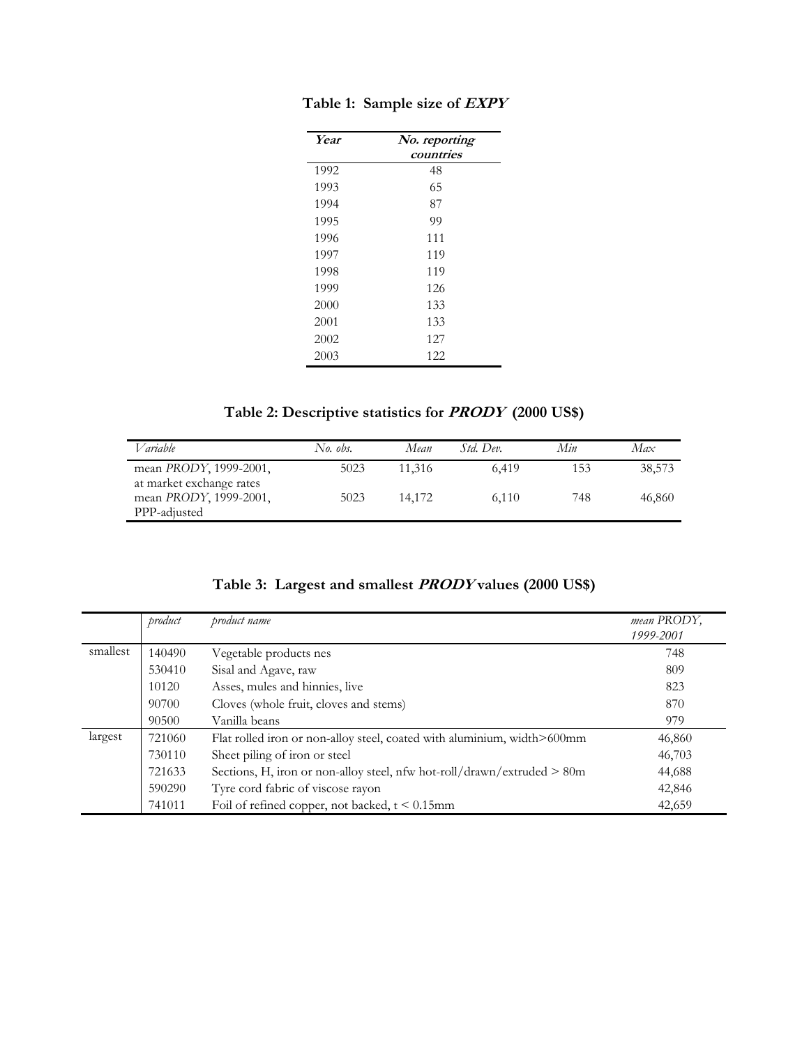**Table 1: Sample size of *EXPY***

| *Year* | *No. reporting countries* |
| --- | --- |
| 1992 | 48 |
| 1993 | 65 |
| 1994 | 87 |
| 1995 | 99 |
| 1996 | 111 |
| 1997 | 119 |
| 1998 | 119 |
| 1999 | 126 |
| 2000 | 133 |
| 2001 | 133 |
| 2002 | 127 |
| 2003 | 122 |

**Table 2: Descriptive statistics for *PRODY* (2000 US$)**

| *Variable* | *No. obs.* | *Mean* | *Std. Dev.* | *Min* | *Max* |
| --- | --- | --- | --- | --- | --- |
| mean *PRODY*, 1999-2001, at market exchange rates | 5023 | 11,316 | 6,419 | 153 | 38,573 |
| mean *PRODY*, 1999-2001, PPP-adjusted | 5023 | 14,172 | 6,110 | 748 | 46,860 |

**Table 3: Largest and smallest *PRODY* values (2000 US$)**

| | *product* | *product name* | *mean PRODY, 1999-2001* |
| --- | --- | --- | --- |
| smallest | 140490 | Vegetable products nes | 748 |
| | 530410 | Sisal and Agave, raw | 809 |
| | 10120 | Asses, mules and hinnies, live | 823 |
| | 90700 | Cloves (whole fruit, cloves and stems) | 870 |
| | 90500 | Vanilla beans | 979 |
| largest | 721060 | Flat rolled iron or non-alloy steel, coated with aluminium, width>600mm | 46,860 |
| | 730110 | Sheet piling of iron or steel | 46,703 |
| | 721633 | Sections, H, iron or non-alloy steel, nfw hot-roll/drawn/extruded > 80m | 44,688 |
| | 590290 | Tyre cord fabric of viscose rayon | 42,846 |
| | 741011 | Foil of refined copper, not backed, t < 0.15mm | 42,659 |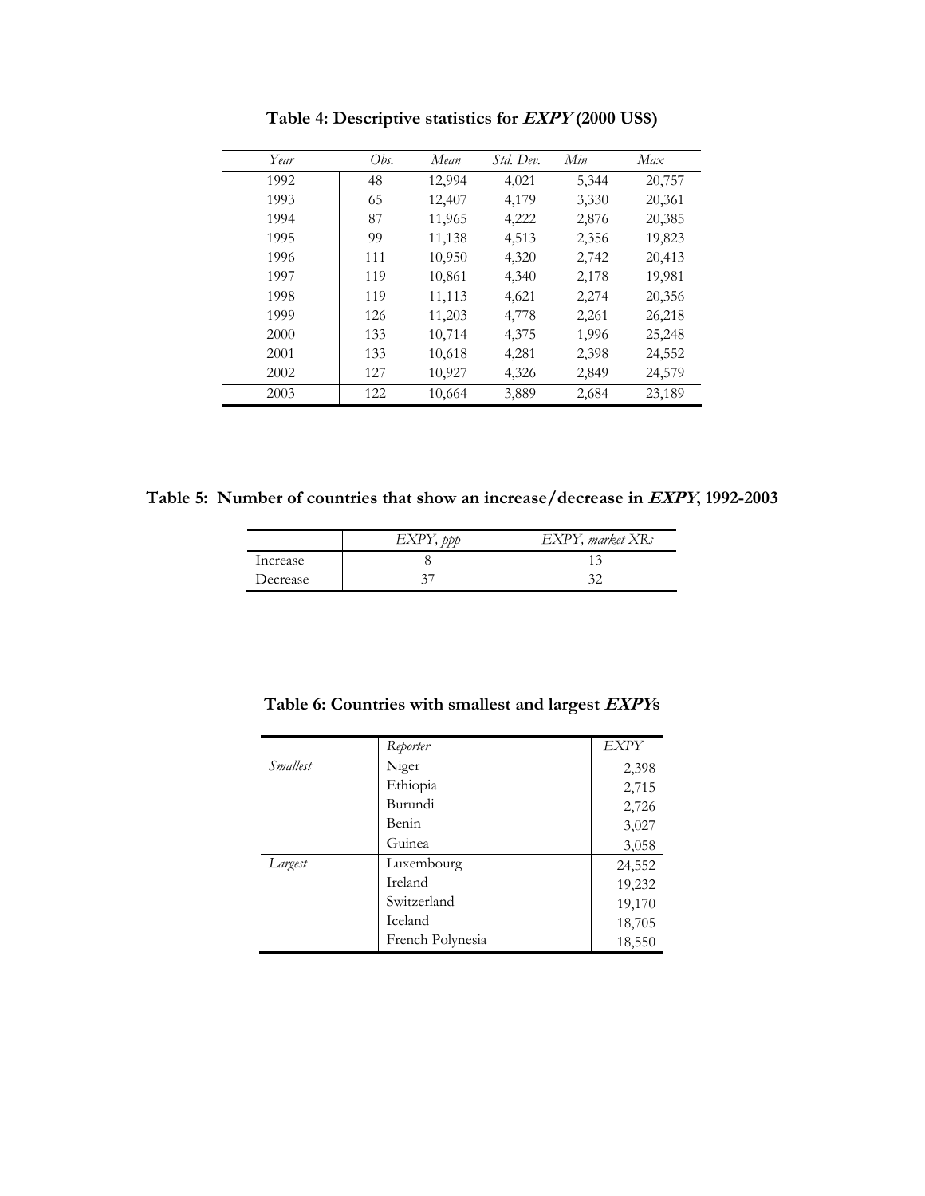**Table 4: Descriptive statistics for *EXPY* (2000 US$)**

| *Year* | *Obs.* | *Mean* | *Std. Dev.* | *Min* | *Max* |
|---|---|---|---|---|---|
| 1992 | 48 | 12,994 | 4,021 | 5,344 | 20,757 |
| 1993 | 65 | 12,407 | 4,179 | 3,330 | 20,361 |
| 1994 | 87 | 11,965 | 4,222 | 2,876 | 20,385 |
| 1995 | 99 | 11,138 | 4,513 | 2,356 | 19,823 |
| 1996 | 111 | 10,950 | 4,320 | 2,742 | 20,413 |
| 1997 | 119 | 10,861 | 4,340 | 2,178 | 19,981 |
| 1998 | 119 | 11,113 | 4,621 | 2,274 | 20,356 |
| 1999 | 126 | 11,203 | 4,778 | 2,261 | 26,218 |
| 2000 | 133 | 10,714 | 4,375 | 1,996 | 25,248 |
| 2001 | 133 | 10,618 | 4,281 | 2,398 | 24,552 |
| 2002 | 127 | 10,927 | 4,326 | 2,849 | 24,579 |
| 2003 | 122 | 10,664 | 3,889 | 2,684 | 23,189 |

**Table 5: Number of countries that show an increase/decrease in *EXPY*, 1992-2003**

| | *EXPY, ppp* | *EXPY, market XRs* |
|---|---|---|
| Increase | 8 | 13 |
| Decrease | 37 | 32 |

**Table 6: Countries with smallest and largest *EXPY*s**

| | *Reporter* | *EXPY* |
|---|---|---|
| *Smallest* | Niger | 2,398 |
| | Ethiopia | 2,715 |
| | Burundi | 2,726 |
| | Benin | 3,027 |
| | Guinea | 3,058 |
| *Largest* | Luxembourg | 24,552 |
| | Ireland | 19,232 |
| | Switzerland | 19,170 |
| | Iceland | 18,705 |
| | French Polynesia | 18,550 |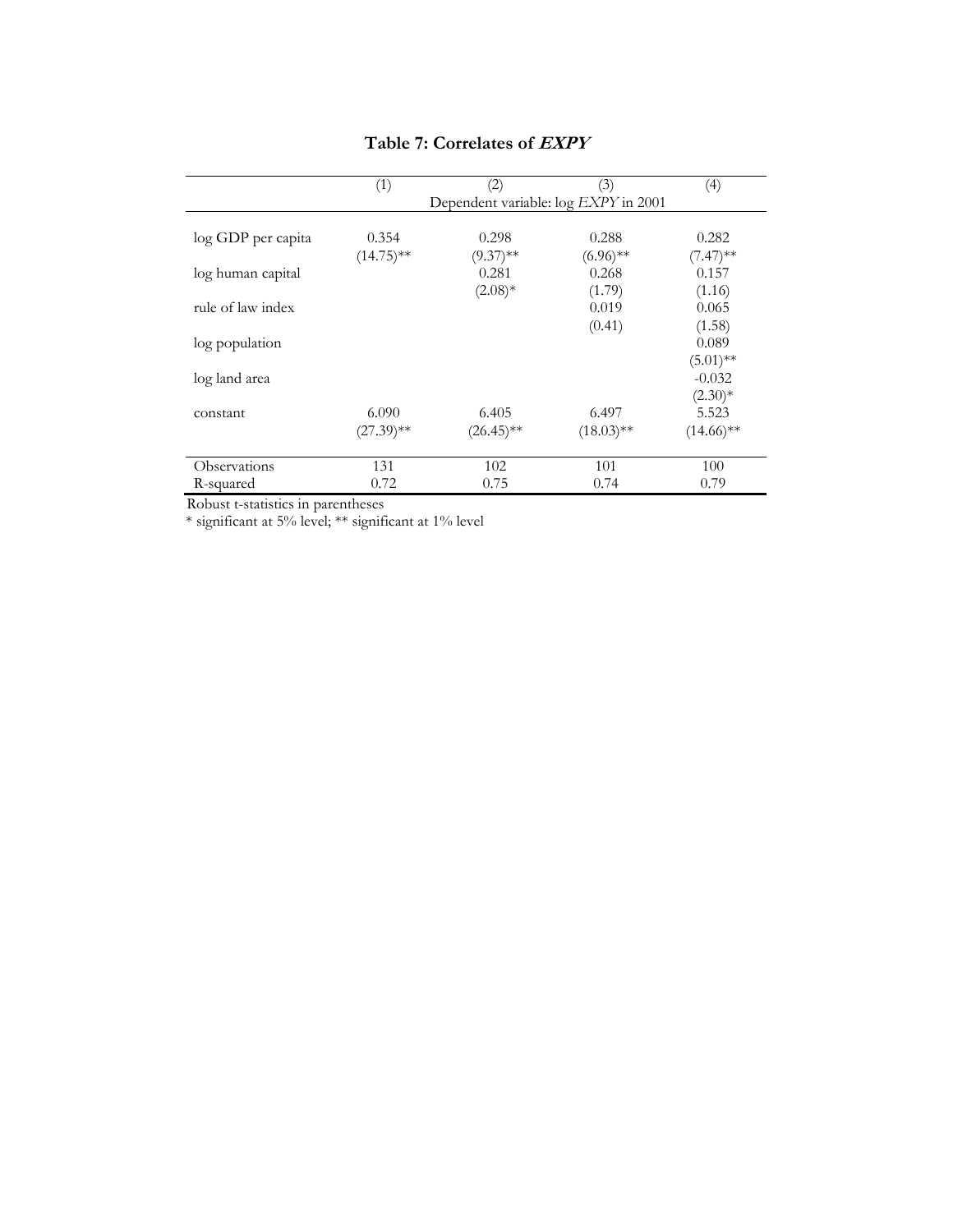# Table 7: Correlates of *EXPY*

| | (1) | (2) | (3) | (4) |
|---|---|---|---|---|
| | Dependent variable: log *EXPY* in 2001 | | | |
| log GDP per capita | 0.354 | 0.298 | 0.288 | 0.282 |
| | (14.75)** | (9.37)** | (6.96)** | (7.47)** |
| log human capital | | 0.281 | 0.268 | 0.157 |
| | | (2.08)* | (1.79) | (1.16) |
| rule of law index | | | 0.019 | 0.065 |
| | | | (0.41) | (1.58) |
| log population | | | | 0.089 |
| | | | | (5.01)** |
| log land area | | | | -0.032 |
| | | | | (2.30)* |
| constant | 6.090 | 6.405 | 6.497 | 5.523 |
| | (27.39)** | (26.45)** | (18.03)** | (14.66)** |
| Observations | 131 | 102 | 101 | 100 |
| R-squared | 0.72 | 0.75 | 0.74 | 0.79 |

Robust t-statistics in parentheses

* significant at 5% level; ** significant at 1% level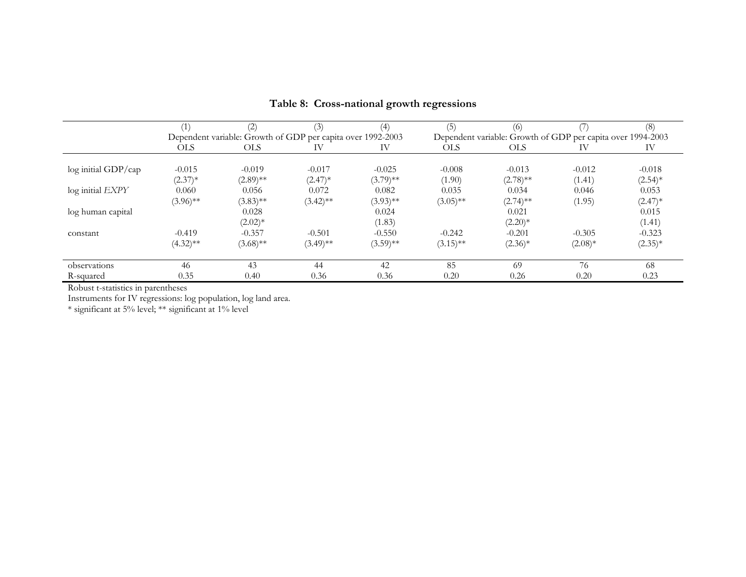**Table 8: Cross-national growth regressions**

| | (1) | (2) | (3) | (4) | (5) | (6) | (7) | (8) |
|---|---|---|---|---|---|---|---|---|
| | Dependent variable: Growth of GDP per capita over 1992-2003 | | | | Dependent variable: Growth of GDP per capita over 1994-2003 | | | |
| | OLS | OLS | IV | IV | OLS | OLS | IV | IV |
| log initial GDP/cap | -0.015 | -0.019 | -0.017 | -0.025 | -0.008 | -0.013 | -0.012 | -0.018 |
| | (2.37)* | (2.89)** | (2.47)* | (3.79)** | (1.90) | (2.78)** | (1.41) | (2.54)* |
| log initial *EXPY* | 0.060 | 0.056 | 0.072 | 0.082 | 0.035 | 0.034 | 0.046 | 0.053 |
| | (3.96)** | (3.83)** | (3.42)** | (3.93)** | (3.05)** | (2.74)** | (1.95) | (2.47)* |
| log human capital | | 0.028 | | 0.024 | | 0.021 | | 0.015 |
| | | (2.02)* | | (1.83) | | (2.20)* | | (1.41) |
| constant | -0.419 | -0.357 | -0.501 | -0.550 | -0.242 | -0.201 | -0.305 | -0.323 |
| | (4.32)** | (3.68)** | (3.49)** | (3.59)** | (3.15)** | (2.36)* | (2.08)* | (2.35)* |
| observations | 46 | 43 | 44 | 42 | 85 | 69 | 76 | 68 |
| R-squared | 0.35 | 0.40 | 0.36 | 0.36 | 0.20 | 0.26 | 0.20 | 0.23 |

Robust t-statistics in parentheses

Instruments for IV regressions: log population, log land area.

* significant at 5% level; ** significant at 1% level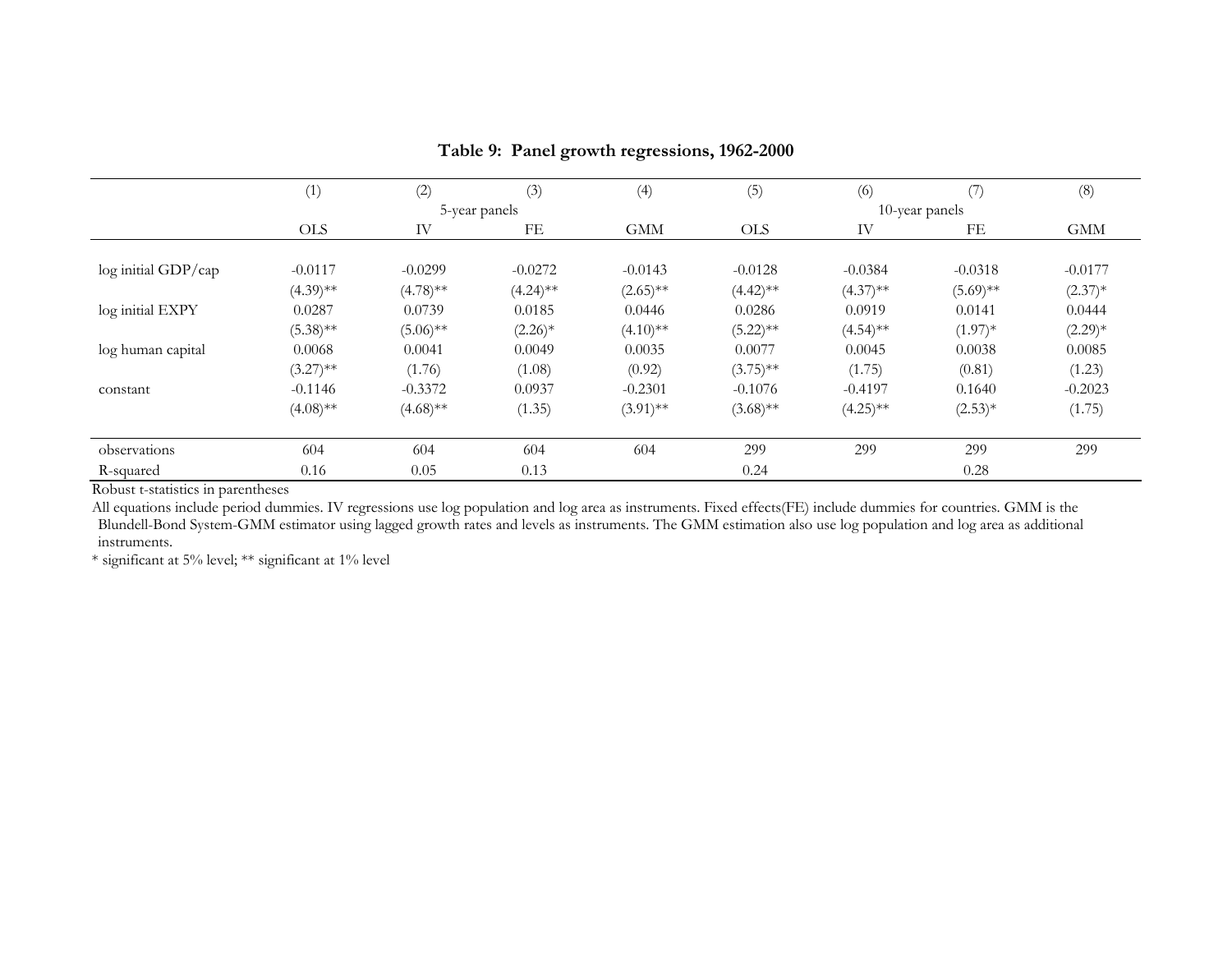**Table 9: Panel growth regressions, 1962-2000**

| | (1) | (2) | (3) | (4) | (5) | (6) | (7) | (8) |
|---|---|---|---|---|---|---|---|---|
| | 5-year panels | | | | 10-year panels | | | |
| | OLS | IV | FE | GMM | OLS | IV | FE | GMM |
| log initial GDP/cap | -0.0117 | -0.0299 | -0.0272 | -0.0143 | -0.0128 | -0.0384 | -0.0318 | -0.0177 |
| | (4.39)** | (4.78)** | (4.24)** | (2.65)** | (4.42)** | (4.37)** | (5.69)** | (2.37)* |
| log initial EXPY | 0.0287 | 0.0739 | 0.0185 | 0.0446 | 0.0286 | 0.0919 | 0.0141 | 0.0444 |
| | (5.38)** | (5.06)** | (2.26)* | (4.10)** | (5.22)** | (4.54)** | (1.97)* | (2.29)* |
| log human capital | 0.0068 | 0.0041 | 0.0049 | 0.0035 | 0.0077 | 0.0045 | 0.0038 | 0.0085 |
| | (3.27)** | (1.76) | (1.08) | (0.92) | (3.75)** | (1.75) | (0.81) | (1.23) |
| constant | -0.1146 | -0.3372 | 0.0937 | -0.2301 | -0.1076 | -0.4197 | 0.1640 | -0.2023 |
| | (4.08)** | (4.68)** | (1.35) | (3.91)** | (3.68)** | (4.25)** | (2.53)* | (1.75) |
| observations | 604 | 604 | 604 | 604 | 299 | 299 | 299 | 299 |
| R-squared | 0.16 | 0.05 | 0.13 | | 0.24 | | 0.28 | |

Robust t-statistics in parentheses

All equations include period dummies. IV regressions use log population and log area as instruments. Fixed effects(FE) include dummies for countries. GMM is the Blundell-Bond System-GMM estimator using lagged growth rates and levels as instruments. The GMM estimation also use log population and log area as additional instruments.

* significant at 5% level; ** significant at 1% level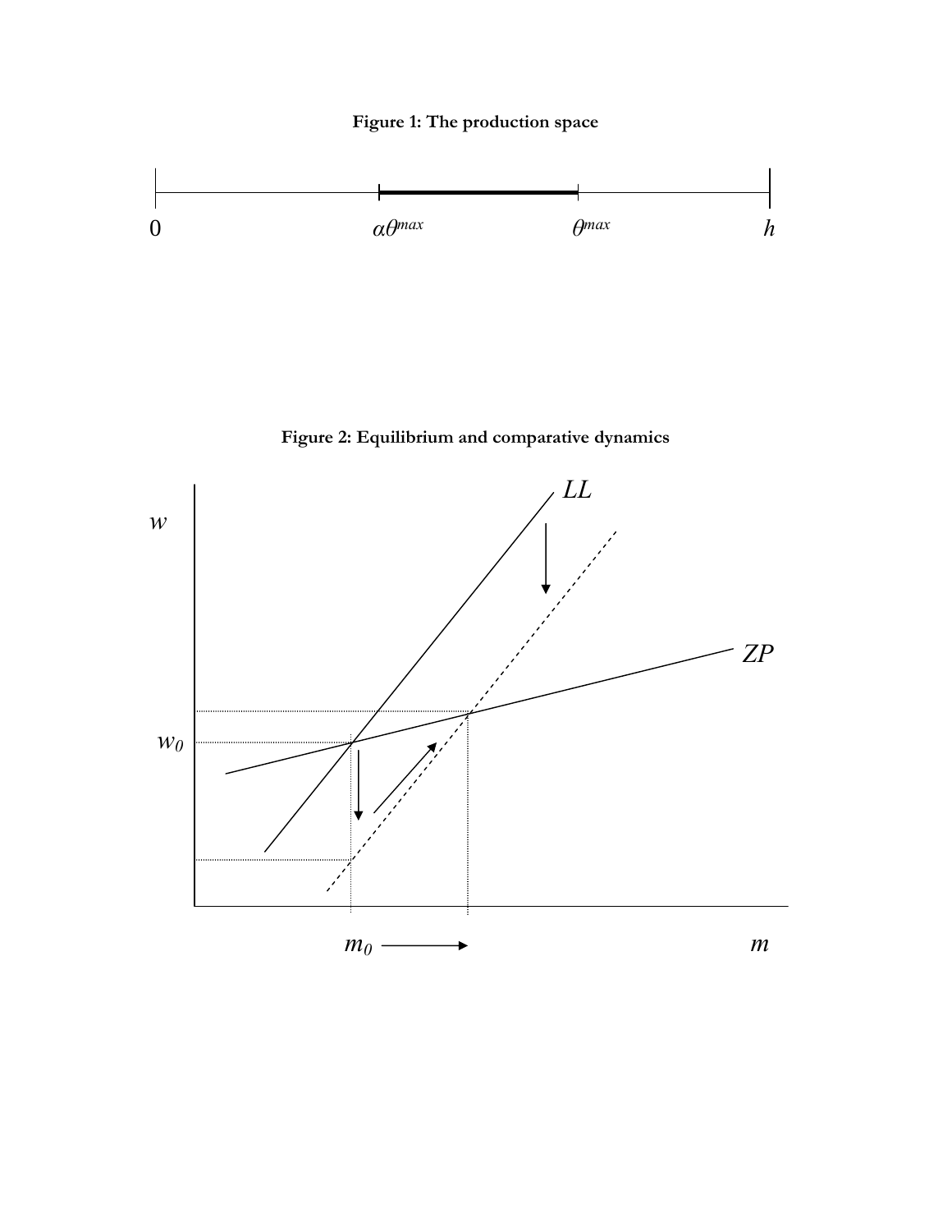**Figure 1: The production space**

0

$\alpha\theta^{max}$

$\theta^{max}$

$h$

**Figure 2: Equilibrium and comparative dynamics**

$w$

$LL$

$ZP$

$w_0$

$m_0$

$m$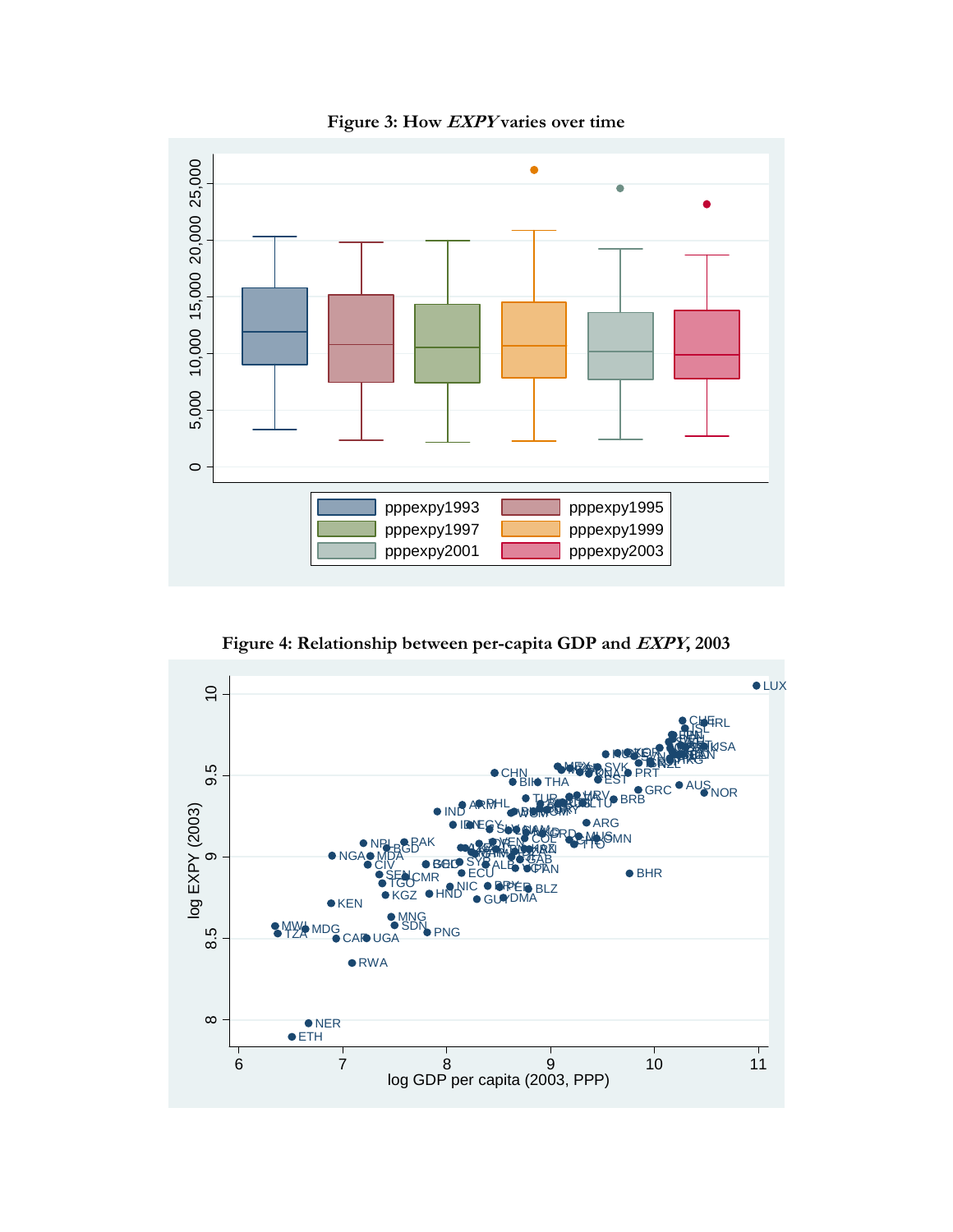**Figure 3: How *EXPY* varies over time**

0
5,000
10,000
15,000
20,000
25,000

pppexpy1993
pppexpy1995
pppexpy1997
pppexpy1999
pppexpy2001
pppexpy2003

**Figure 4: Relationship between per-capita GDP and *EXPY*, 2003**

log EXPY (2003)

8
8.5
9
9.5
10

log GDP per capita (2003, PPP)

6
7
8
9
10
11

LUX CHE IRL ISL USA NOR AUS GRC BRB PRT NZL EST SVK HKG JPN CHN THA IND PHL ARM TUR HRV LTU ARG MUS OMN TTO CHL COL BHR ECU NIC HND GUY DMA BLZ PRY PER PAN NPL PAK BGD NGA MDA CIV SEN TGO CMR KGZ KEN MNG SDN PNG MWI TZA MDG CAF UGA RWA NER ETH SYR ALB BOL GAB IDN EGY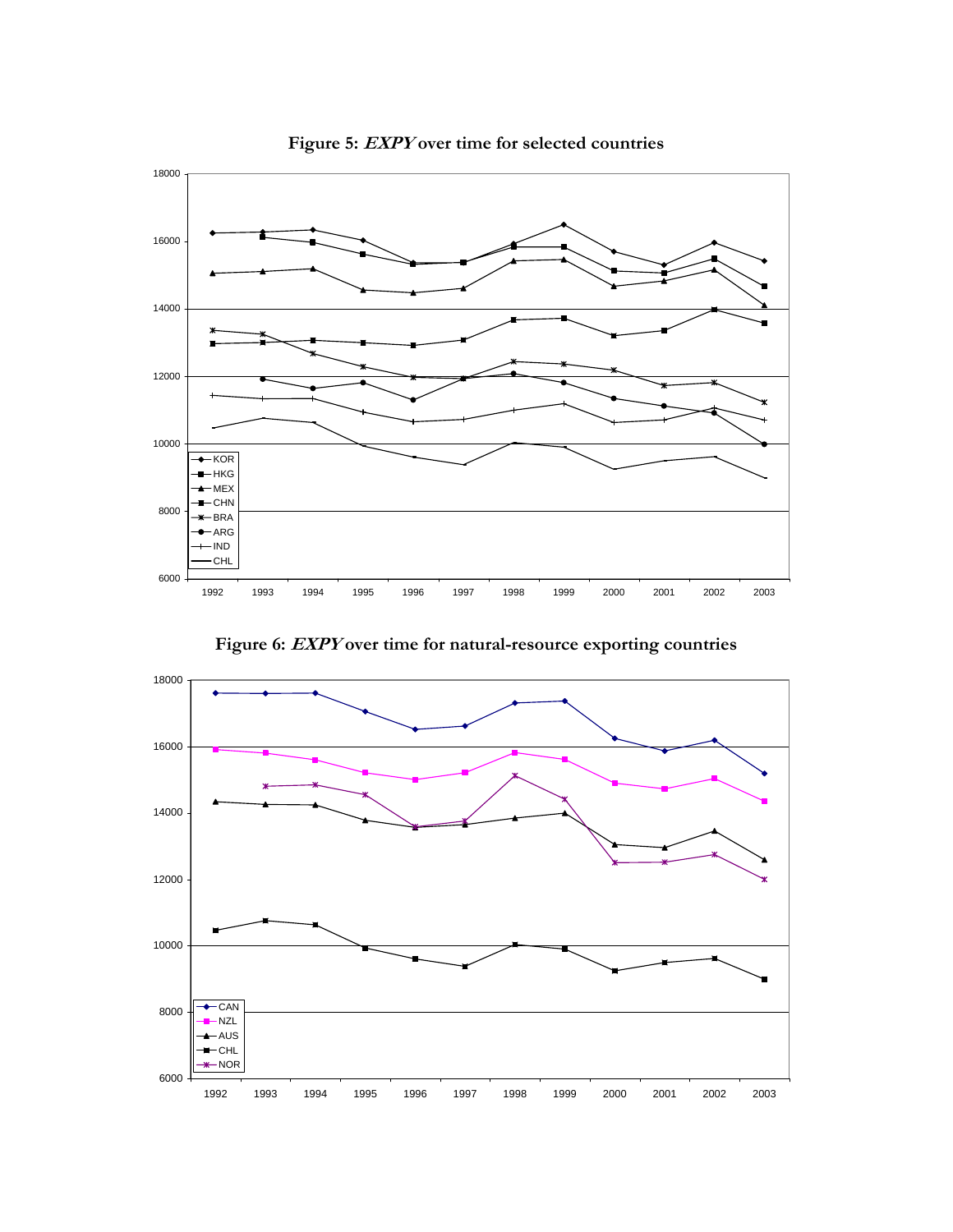**Figure 5: *EXPY* over time for selected countries**

18000
16000
14000
12000
10000
8000
6000

1992 1993 1994 1995 1996 1997 1998 1999 2000 2001 2002 2003

KOR
HKG
MEX
CHN
BRA
ARG
IND
CHL

**Figure 6: *EXPY* over time for natural-resource exporting countries**

18000
16000
14000
12000
10000
8000
6000

1992 1993 1994 1995 1996 1997 1998 1999 2000 2001 2002 2003

CAN
NZL
AUS
CHL
NOR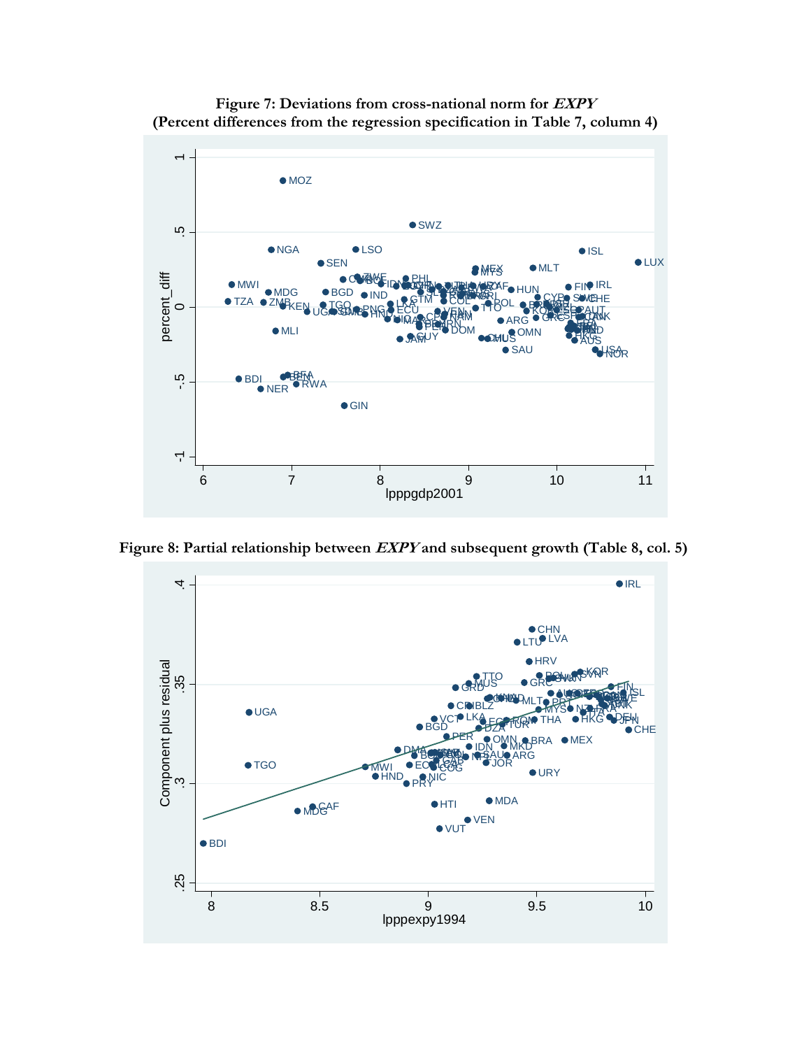**Figure 7: Deviations from cross-national norm for *EXPY***
**(Percent differences from the regression specification in Table 7, column 4)**

percent_diff

lpppgdp2001

**Figure 8: Partial relationship between *EXPY* and subsequent growth (Table 8, col. 5)**

Component plus residual

lpppexpy1994